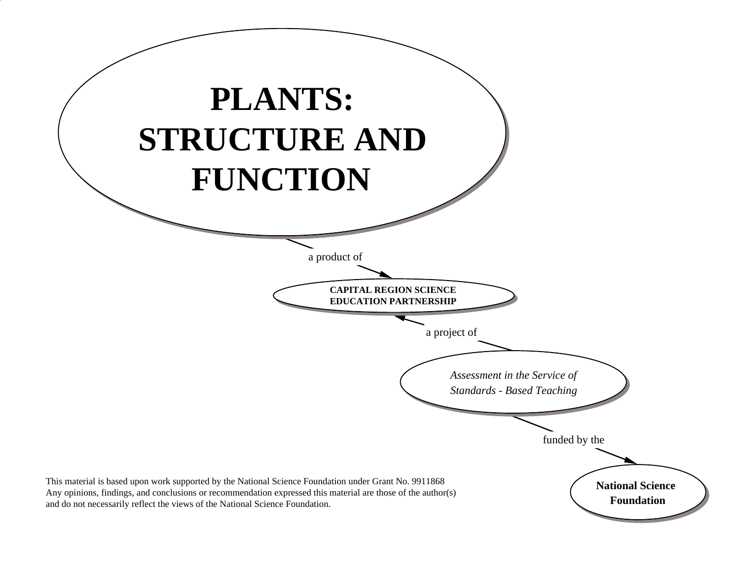# PLANTS: STRUCTURE AND FUNCTION

a product of

**CAPITAL REGION SCIENCE EDUCATION PARTNERSHIP**

a project of

*Assessment in the Service of Standards - Based Teaching*

funded by the

**National Science Foundation**

This material is based upon work supported by the National Science Foundation under Grant No. 9911868
Any opinions, findings, and conclusions or recommendation expressed this material are those of the author(s) and do not necessarily reflect the views of the National Science Foundation.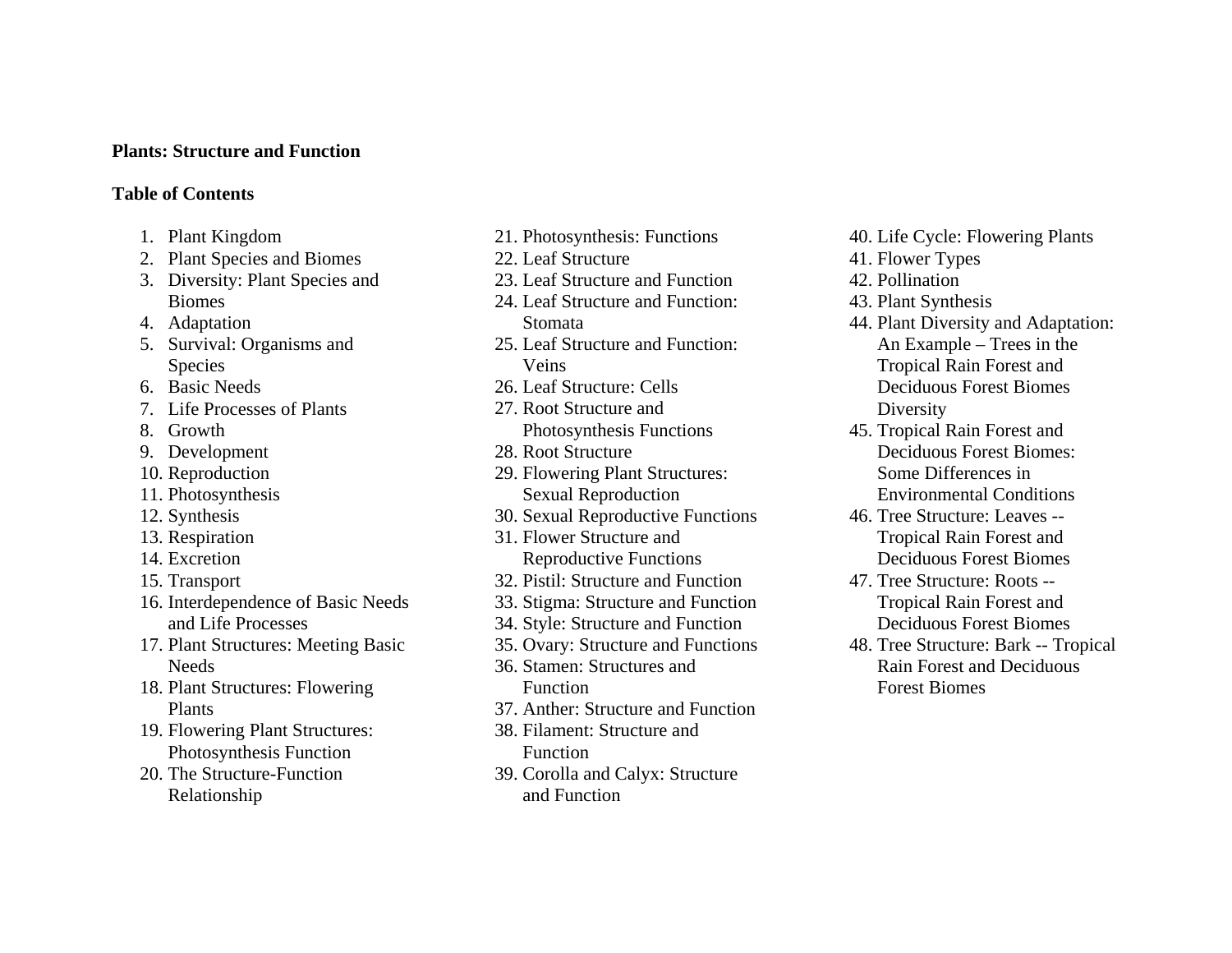**Plants: Structure and Function**

**Table of Contents**

1. Plant Kingdom
2. Plant Species and Biomes
3. Diversity: Plant Species and Biomes
4. Adaptation
5. Survival: Organisms and Species
6. Basic Needs
7. Life Processes of Plants
8. Growth
9. Development
10. Reproduction
11. Photosynthesis
12. Synthesis
13. Respiration
14. Excretion
15. Transport
16. Interdependence of Basic Needs and Life Processes
17. Plant Structures: Meeting Basic Needs
18. Plant Structures: Flowering Plants
19. Flowering Plant Structures: Photosynthesis Function
20. The Structure-Function Relationship
21. Photosynthesis: Functions
22. Leaf Structure
23. Leaf Structure and Function
24. Leaf Structure and Function: Stomata
25. Leaf Structure and Function: Veins
26. Leaf Structure: Cells
27. Root Structure and Photosynthesis Functions
28. Root Structure
29. Flowering Plant Structures: Sexual Reproduction
30. Sexual Reproductive Functions
31. Flower Structure and Reproductive Functions
32. Pistil: Structure and Function
33. Stigma: Structure and Function
34. Style: Structure and Function
35. Ovary: Structure and Functions
36. Stamen: Structures and Function
37. Anther: Structure and Function
38. Filament: Structure and Function
39. Corolla and Calyx: Structure and Function
40. Life Cycle: Flowering Plants
41. Flower Types
42. Pollination
43. Plant Synthesis
44. Plant Diversity and Adaptation: An Example – Trees in the Tropical Rain Forest and Deciduous Forest Biomes Diversity
45. Tropical Rain Forest and Deciduous Forest Biomes: Some Differences in Environmental Conditions
46. Tree Structure: Leaves -- Tropical Rain Forest and Deciduous Forest Biomes
47. Tree Structure: Roots -- Tropical Rain Forest and Deciduous Forest Biomes
48. Tree Structure: Bark -- Tropical Rain Forest and Deciduous Forest Biomes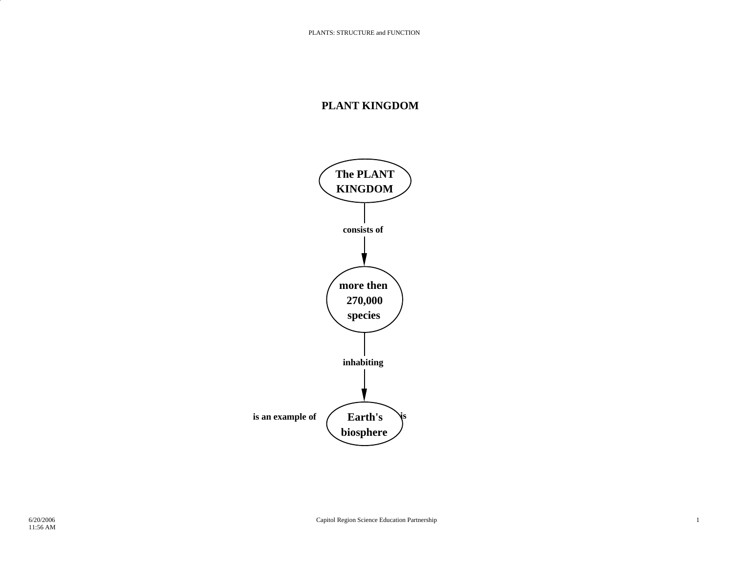# PLANT KINGDOM

The PLANT KINGDOM

consists of

more then 270,000 species

inhabiting

is an example of

Earth's biosphere

is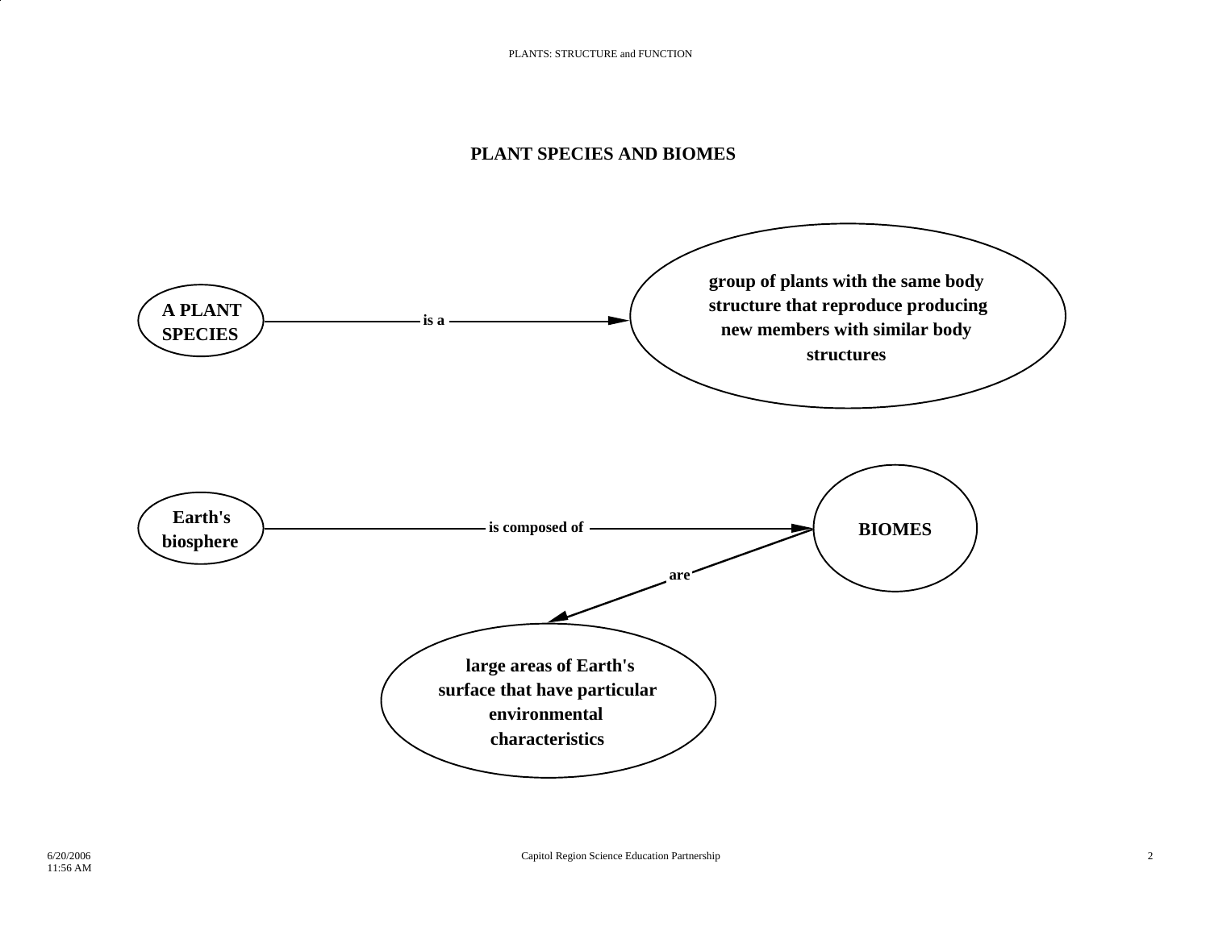# PLANT SPECIES AND BIOMES

**A PLANT SPECIES** — is a → **group of plants with the same body structure that reproduce producing new members with similar body structures**

**Earth's biosphere** — is composed of → **BIOMES**

**BIOMES** — are → **large areas of Earth's surface that have particular environmental characteristics**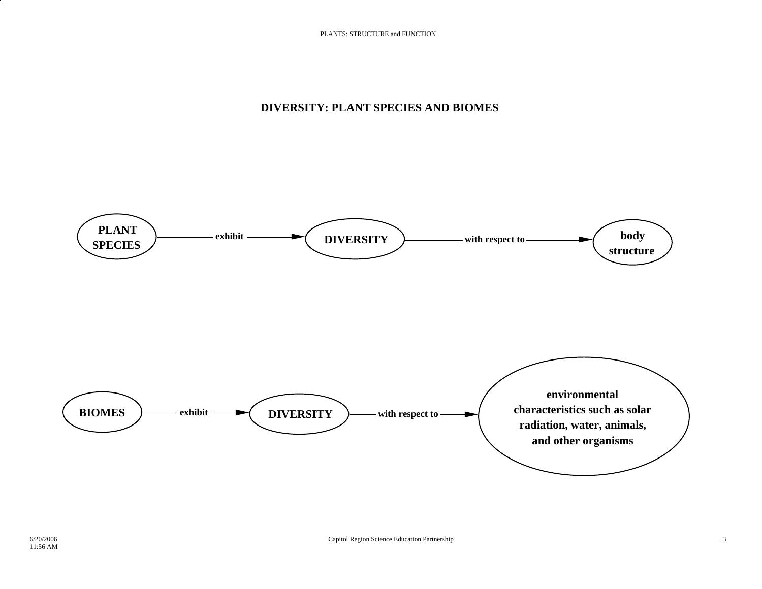# DIVERSITY: PLANT SPECIES AND BIOMES

**PLANT SPECIES** — exhibit → **DIVERSITY** — with respect to → **body structure**

**BIOMES** — exhibit → **DIVERSITY** — with respect to → **environmental characteristics such as solar radiation, water, animals, and other organisms**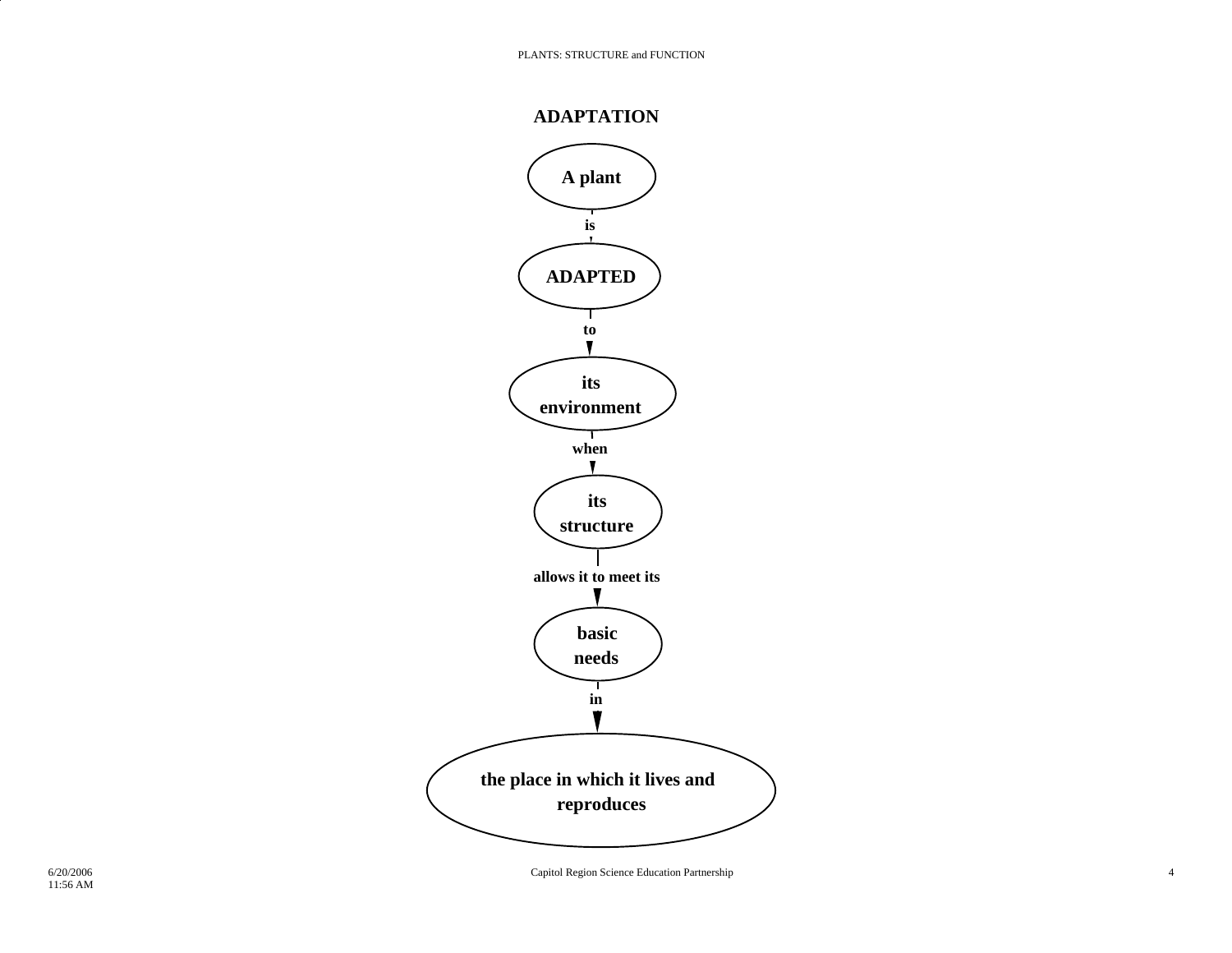## ADAPTATION

**A plant**

↓ *is*

**ADAPTED**

↓ *to*

**its environment**

↓ *when*

**its structure**

↓ *allows it to meet its*

**basic needs**

↓ *in*

**the place in which it lives and reproduces**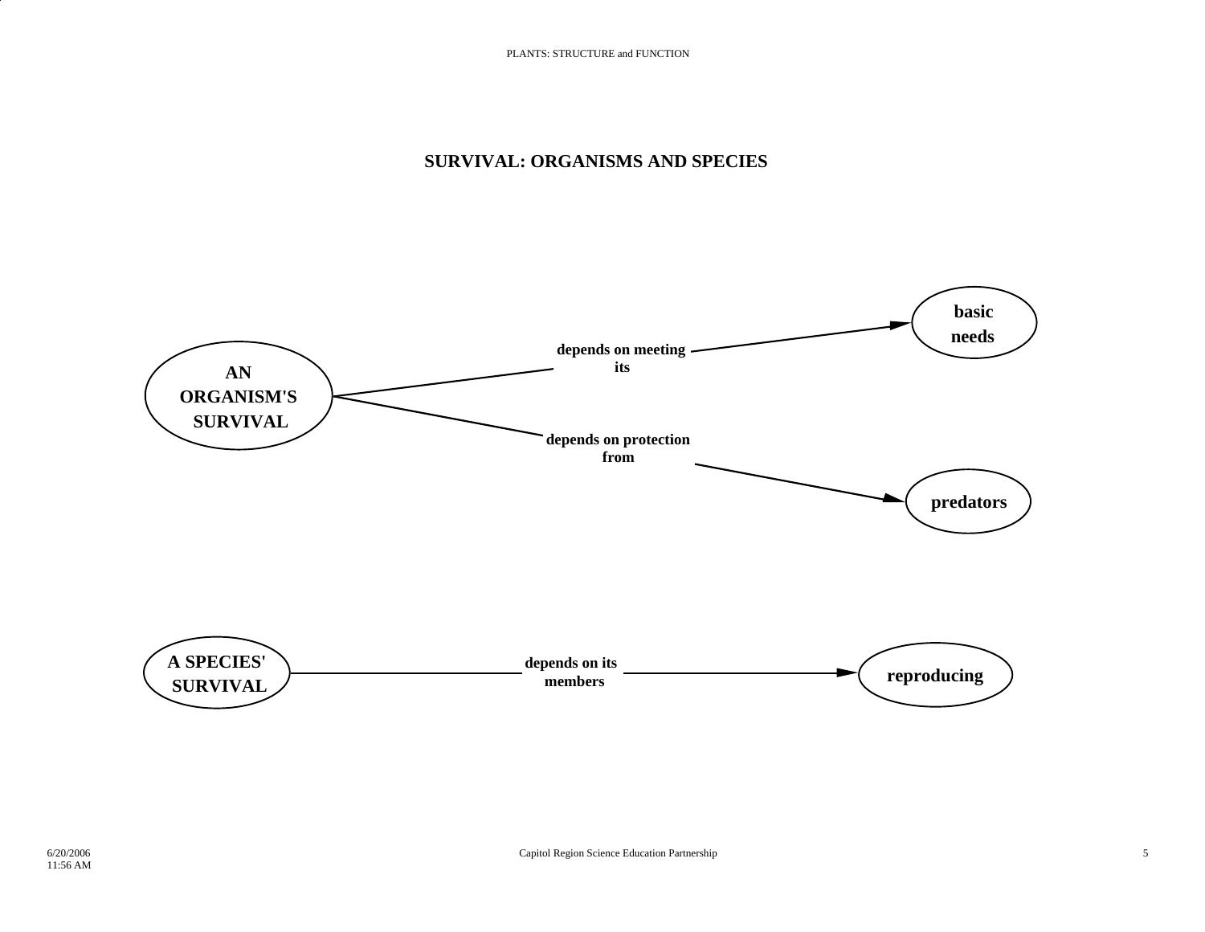# SURVIVAL: ORGANISMS AND SPECIES

**AN ORGANISM'S SURVIVAL** depends on meeting its **basic needs**

**AN ORGANISM'S SURVIVAL** depends on protection from **predators**

**A SPECIES' SURVIVAL** depends on its members **reproducing**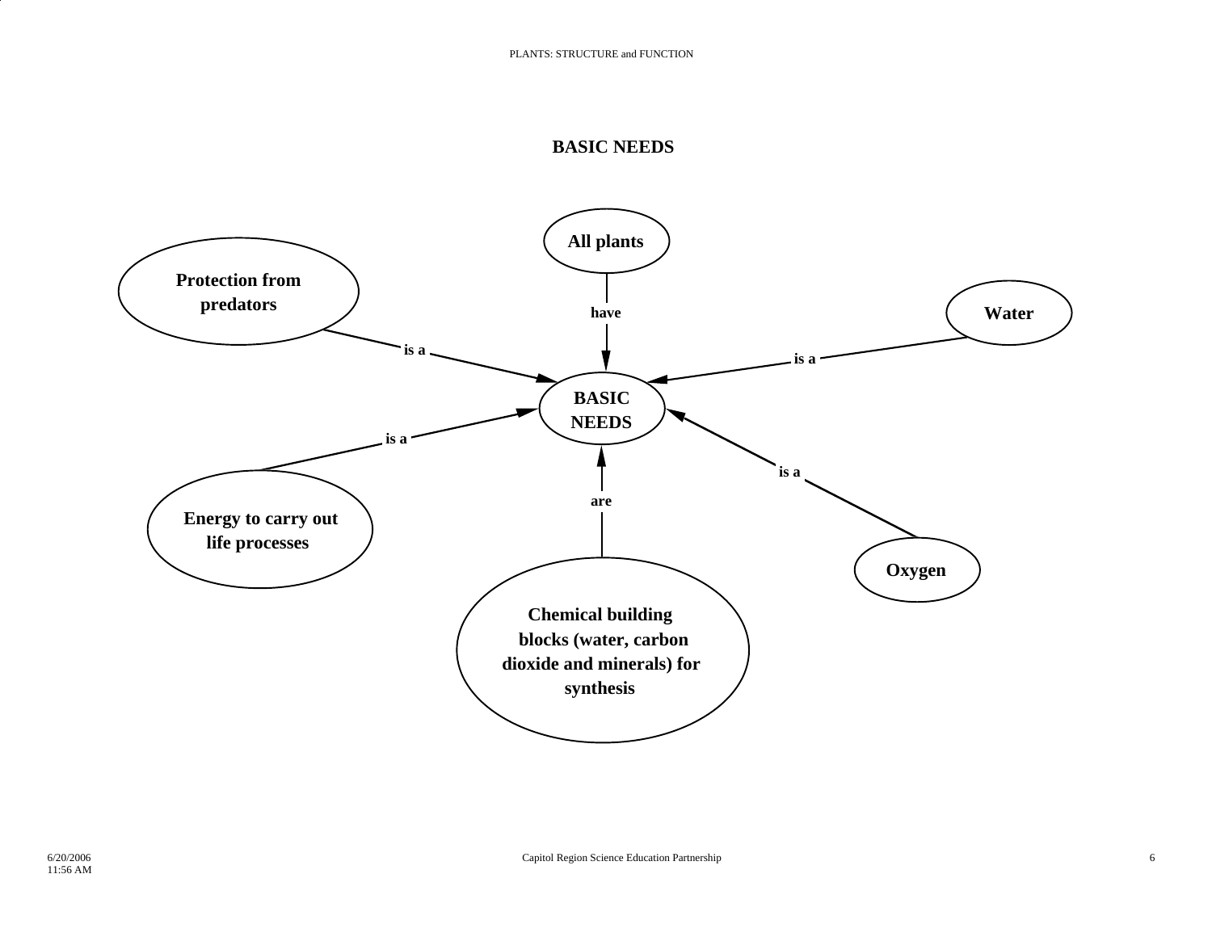## BASIC NEEDS

All plants

have

BASIC NEEDS

Protection from predators — is a → BASIC NEEDS

Water — is a → BASIC NEEDS

Energy to carry out life processes — is a → BASIC NEEDS

Oxygen — is a → BASIC NEEDS

Chemical building blocks (water, carbon dioxide and minerals) for synthesis — are → BASIC NEEDS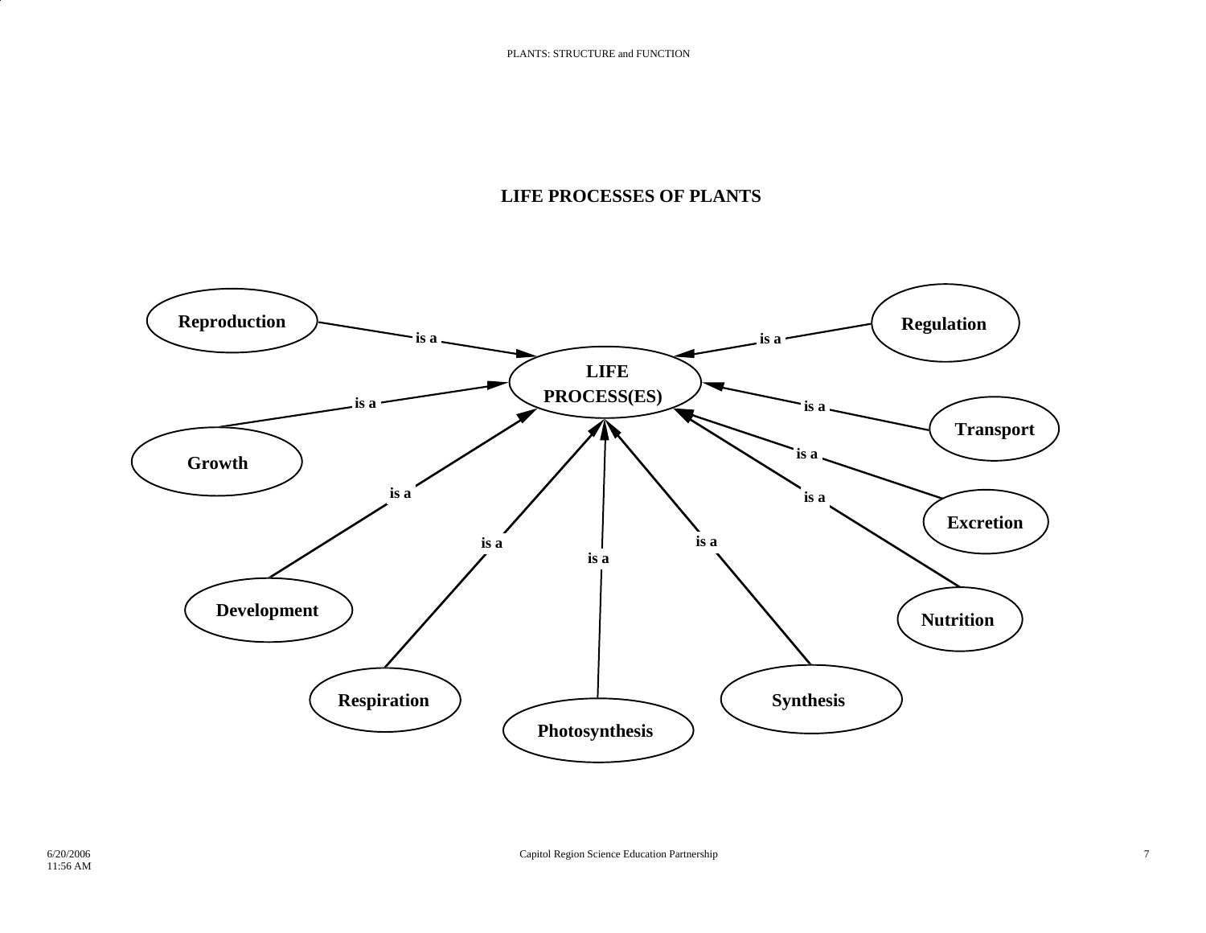# LIFE PROCESSES OF PLANTS

- Reproduction — is a → LIFE PROCESS(ES)
- Regulation — is a → LIFE PROCESS(ES)
- Growth — is a → LIFE PROCESS(ES)
- Transport — is a → LIFE PROCESS(ES)
- Excretion — is a → LIFE PROCESS(ES)
- Development — is a → LIFE PROCESS(ES)
- Nutrition — is a → LIFE PROCESS(ES)
- Respiration — is a → LIFE PROCESS(ES)
- Photosynthesis — is a → LIFE PROCESS(ES)
- Synthesis — is a → LIFE PROCESS(ES)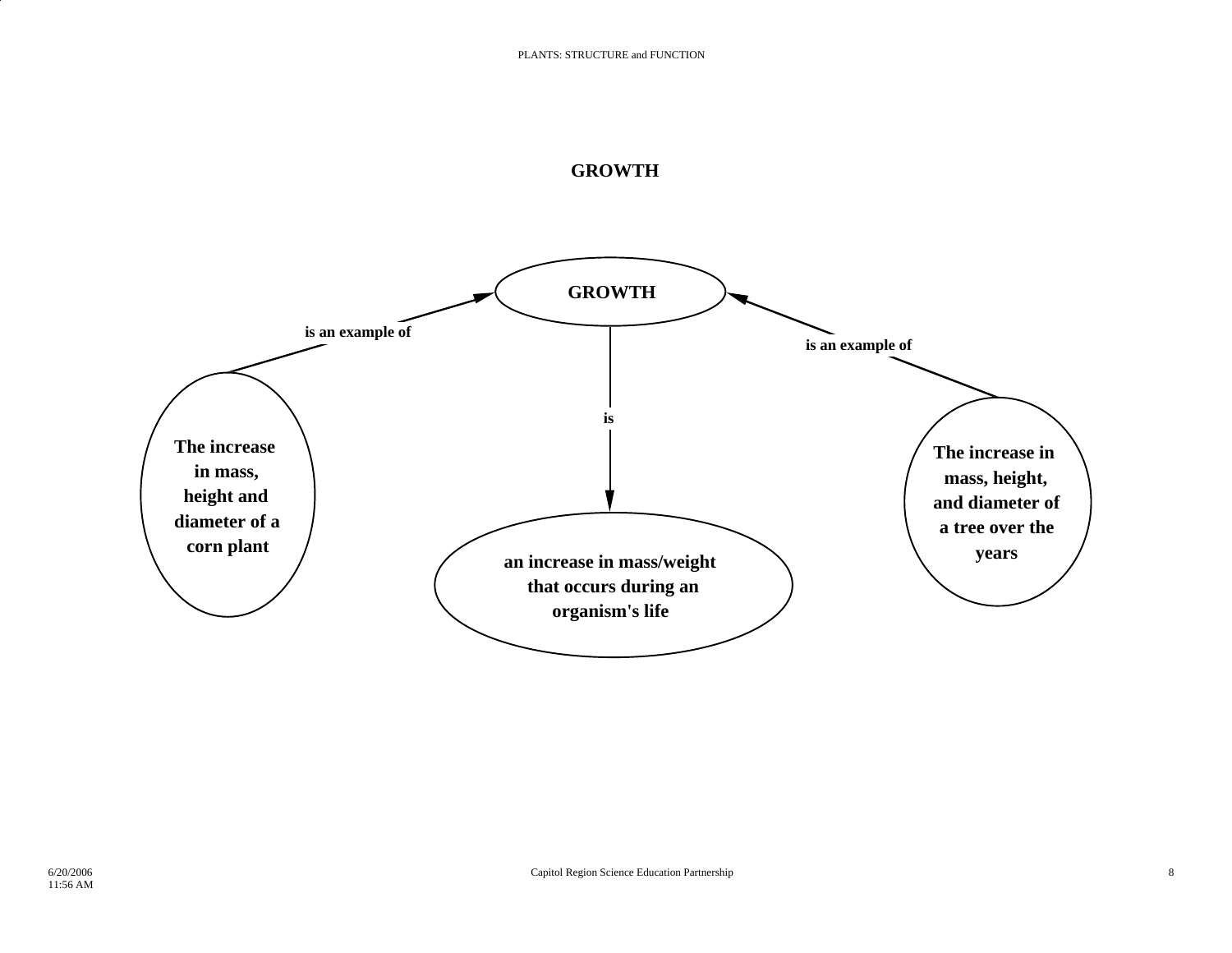# GROWTH

GROWTH

is an example of

is an example of

is

The increase in mass, height and diameter of a corn plant

The increase in mass, height, and diameter of a tree over the years

an increase in mass/weight that occurs during an organism's life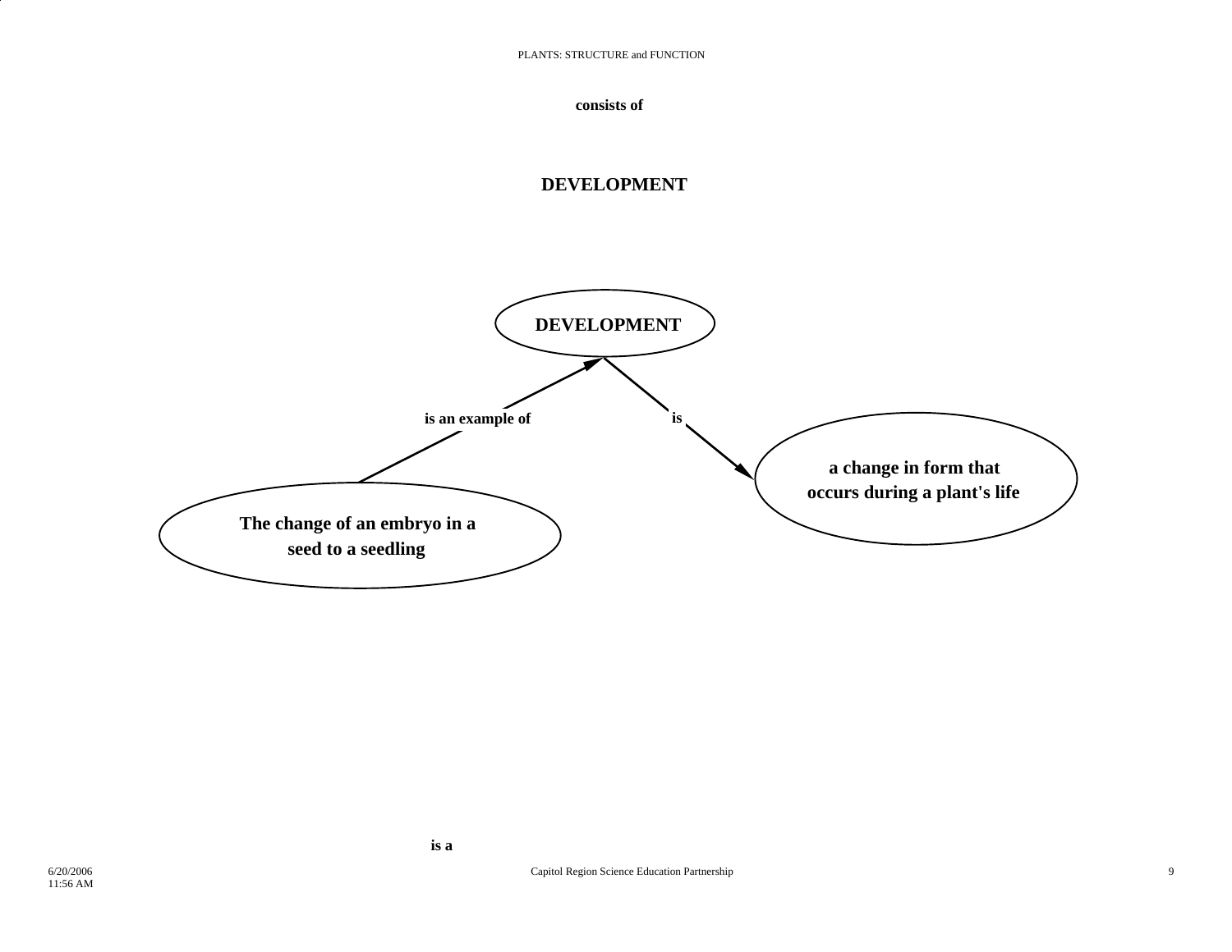consists of

**DEVELOPMENT**

**DEVELOPMENT**

**is an example of**

**is**

**a change in form that occurs during a plant's life**

**The change of an embryo in a seed to a seedling**

**is a**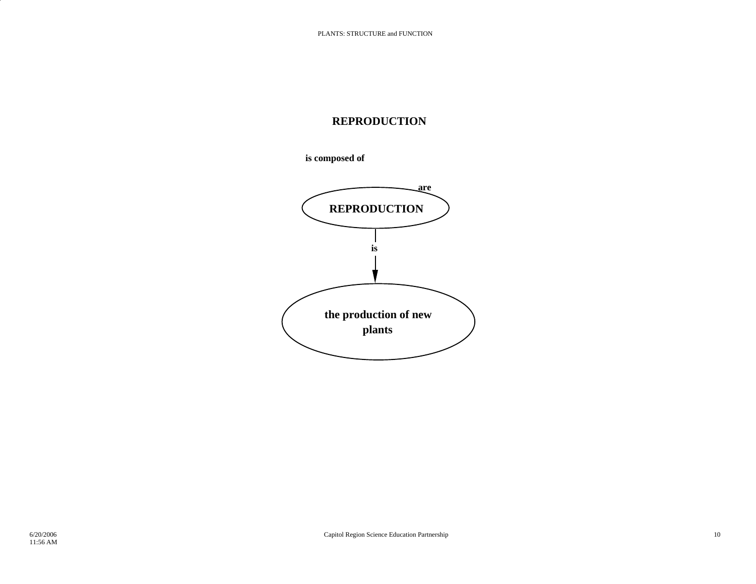# REPRODUCTION

**is composed of**

**are**

**REPRODUCTION**

**is**

**the production of new plants**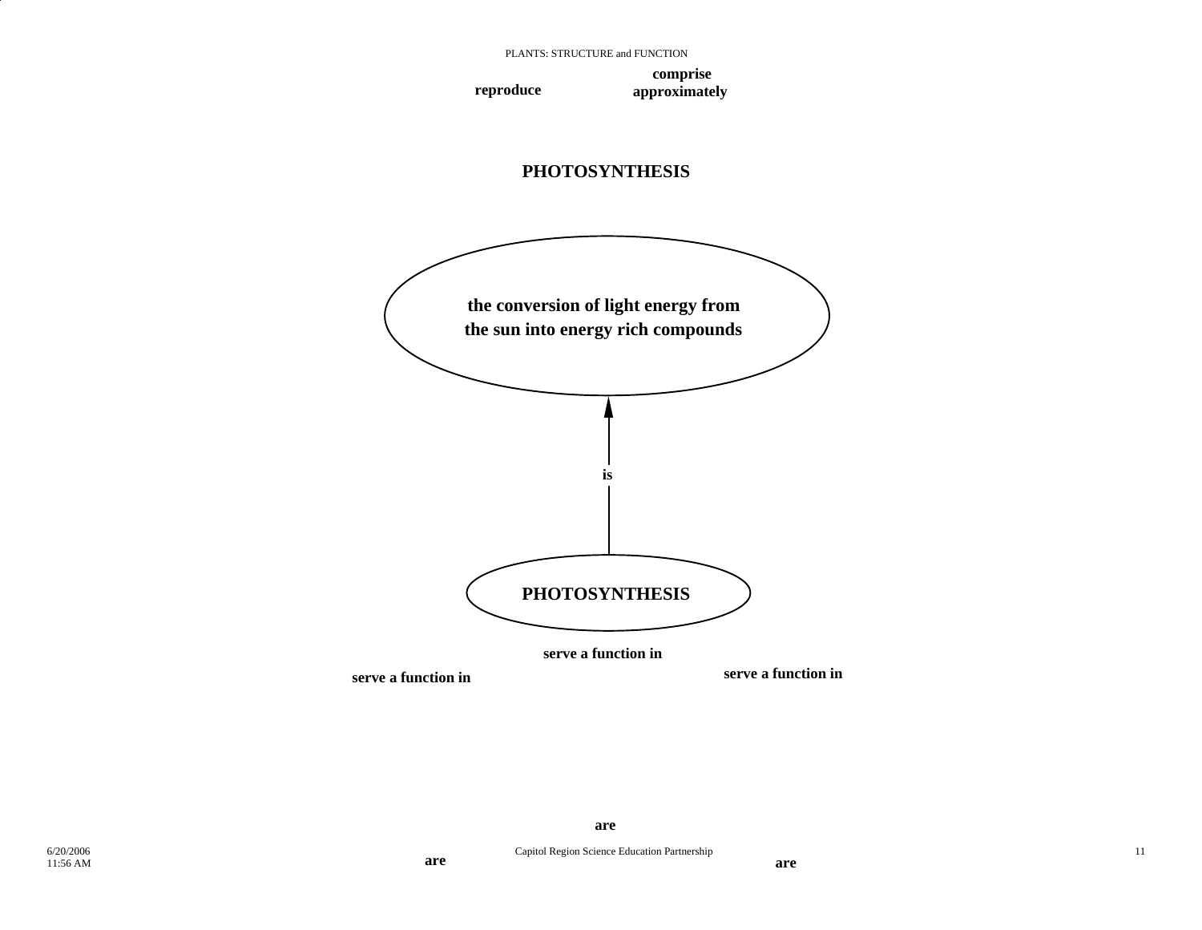reproduce

comprise approximately

**PHOTOSYNTHESIS**

the conversion of light energy from the sun into energy rich compounds

is

PHOTOSYNTHESIS

serve a function in

serve a function in

serve a function in

are

are

are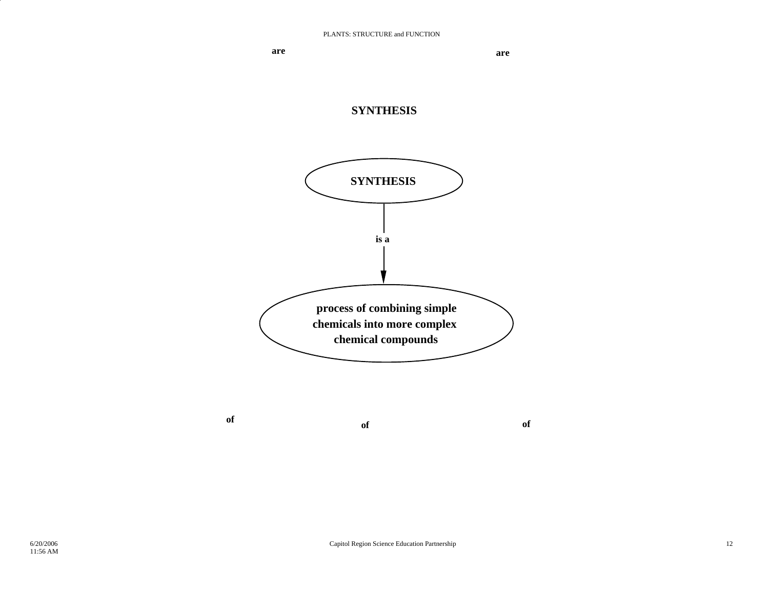are

are

# SYNTHESIS

**SYNTHESIS**

**is a**

**process of combining simple chemicals into more complex chemical compounds**

**of**

**of**

**of**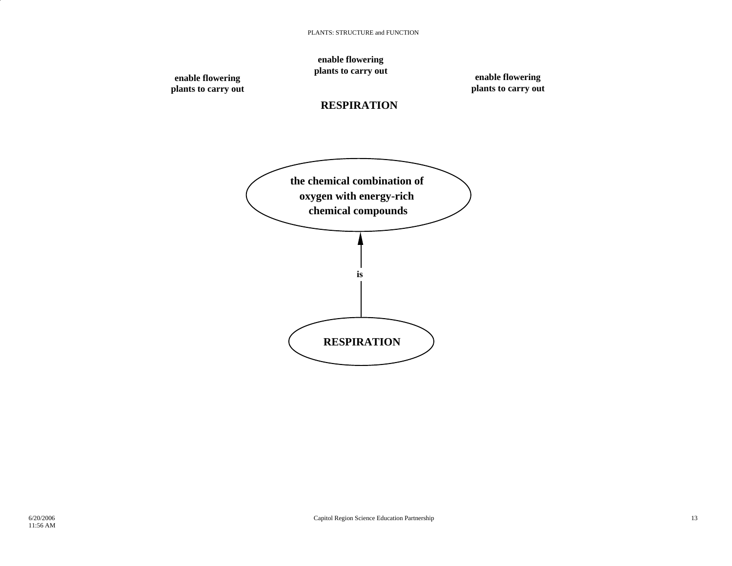enable flowering plants to carry out

enable flowering plants to carry out

enable flowering plants to carry out

**RESPIRATION**

**the chemical combination of oxygen with energy-rich chemical compounds**

is

**RESPIRATION**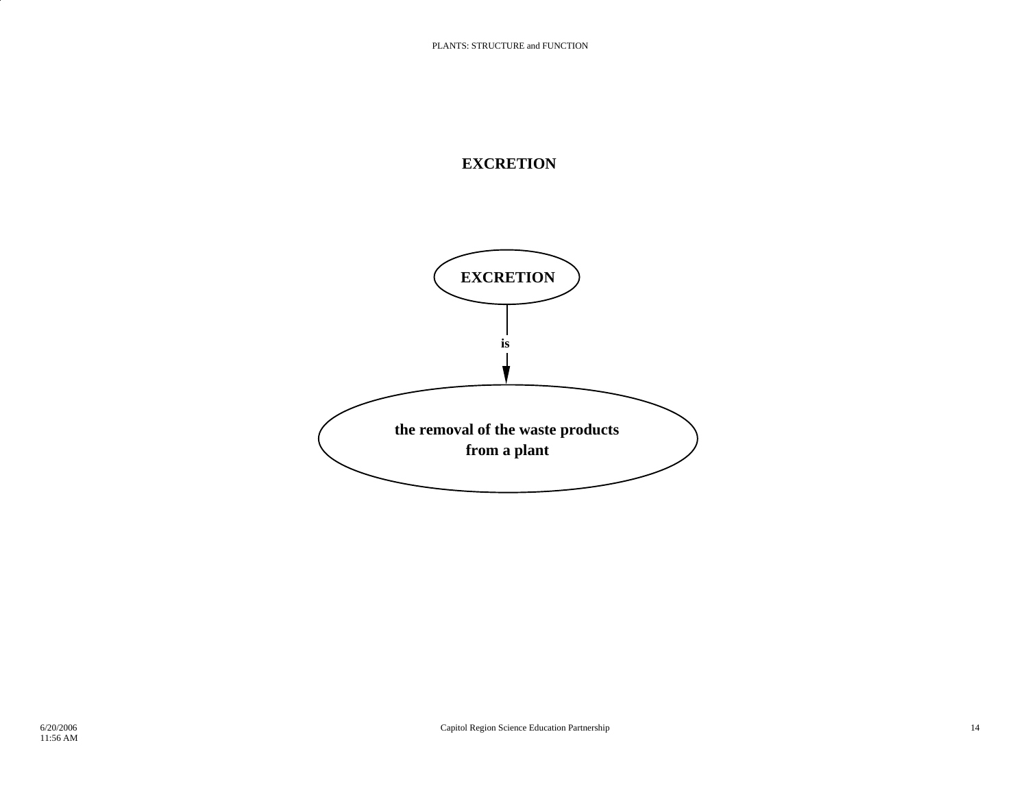# EXCRETION

**EXCRETION**

**is**

**the removal of the waste products from a plant**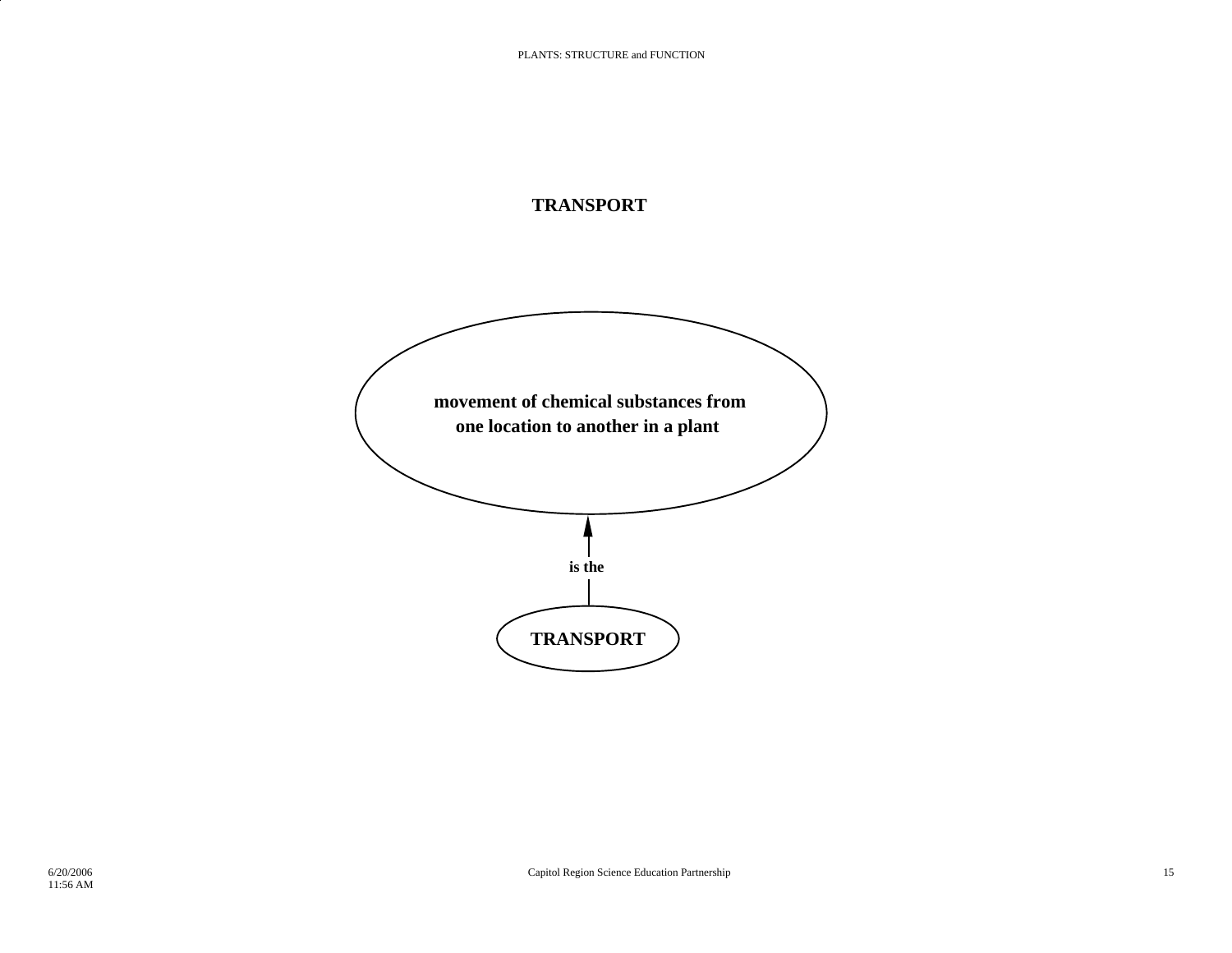# TRANSPORT

**movement of chemical substances from one location to another in a plant**

↑ **is the**

**TRANSPORT**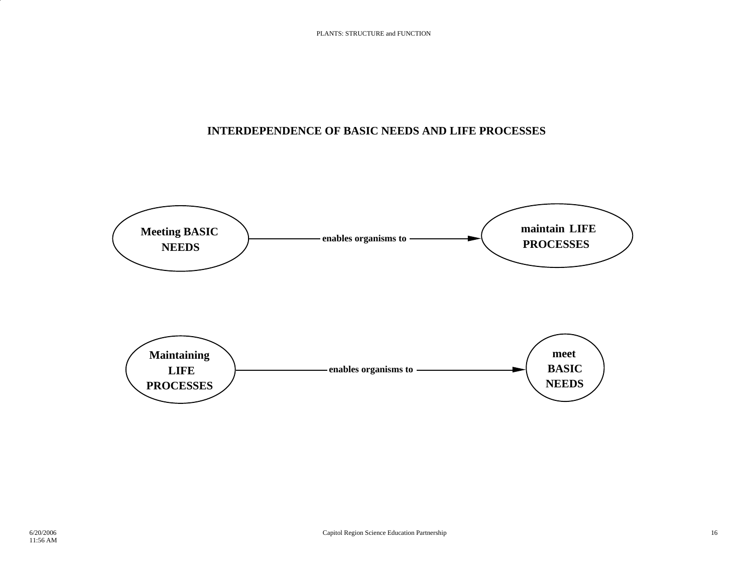## INTERDEPENDENCE OF BASIC NEEDS AND LIFE PROCESSES

**Meeting BASIC NEEDS** — enables organisms to → **maintain LIFE PROCESSES**

**Maintaining LIFE PROCESSES** — enables organisms to → **meet BASIC NEEDS**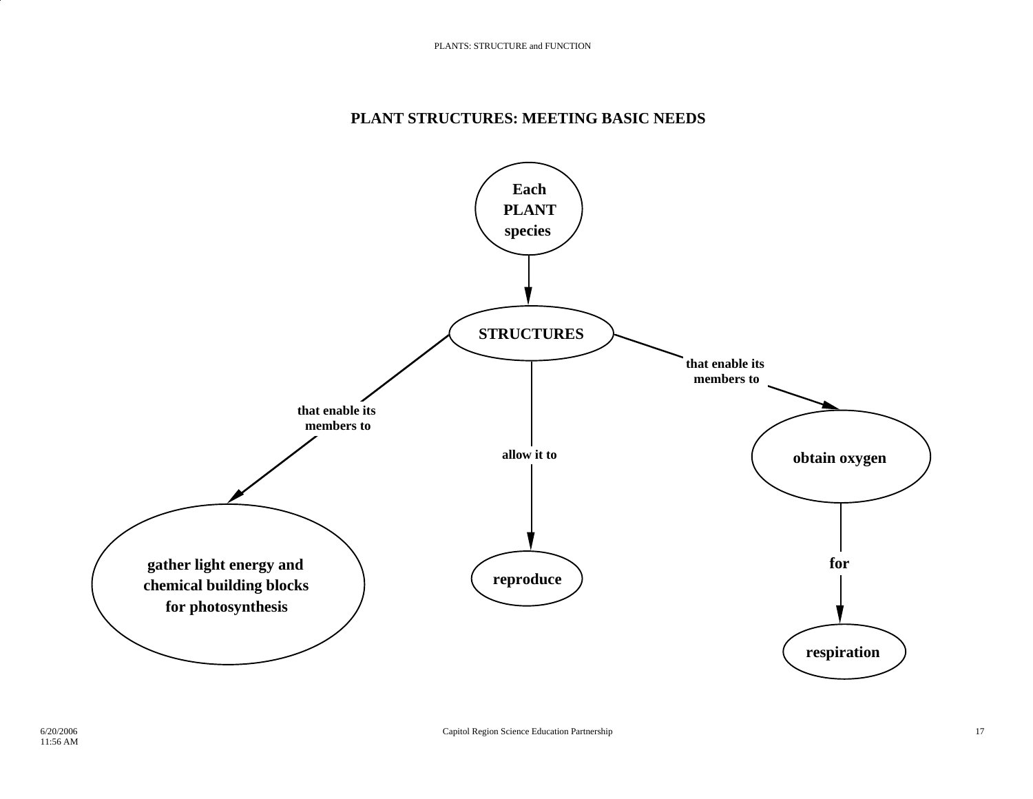## PLANT STRUCTURES: MEETING BASIC NEEDS

**Each PLANT species**

↓

**STRUCTURES**

- **that enable its members to** → **gather light energy and chemical building blocks for photosynthesis**
- **allow it to** → **reproduce**
- **that enable its members to** → **obtain oxygen** → **for** → **respiration**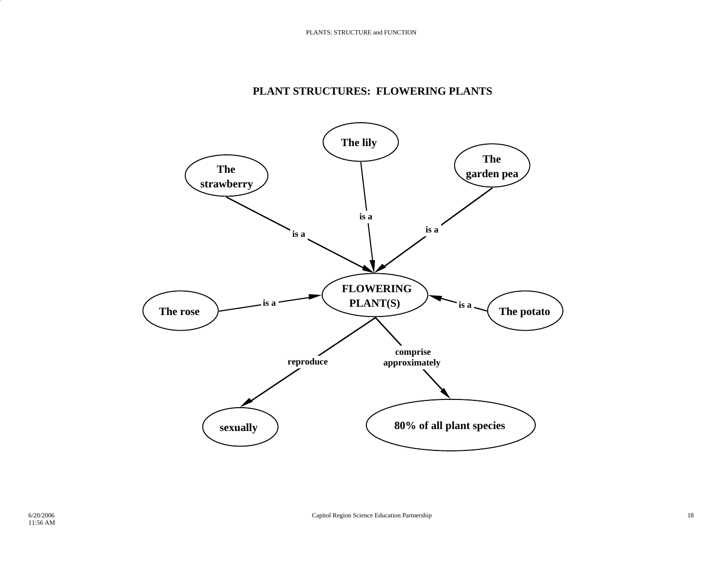## PLANT STRUCTURES: FLOWERING PLANTS

- The lily — is a → FLOWERING PLANT(S)
- The strawberry — is a → FLOWERING PLANT(S)
- The garden pea — is a → FLOWERING PLANT(S)
- The rose — is a → FLOWERING PLANT(S)
- The potato — is a → FLOWERING PLANT(S)
- FLOWERING PLANT(S) — reproduce → sexually
- FLOWERING PLANT(S) — comprise approximately → 80% of all plant species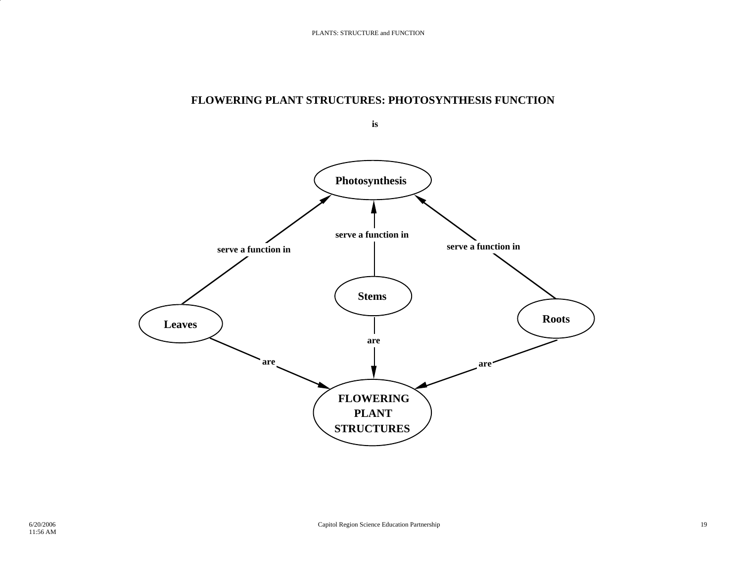## FLOWERING PLANT STRUCTURES: PHOTOSYNTHESIS FUNCTION

is

Photosynthesis

serve a function in

serve a function in

serve a function in

Stems

Leaves

Roots

are

are

are

FLOWERING PLANT STRUCTURES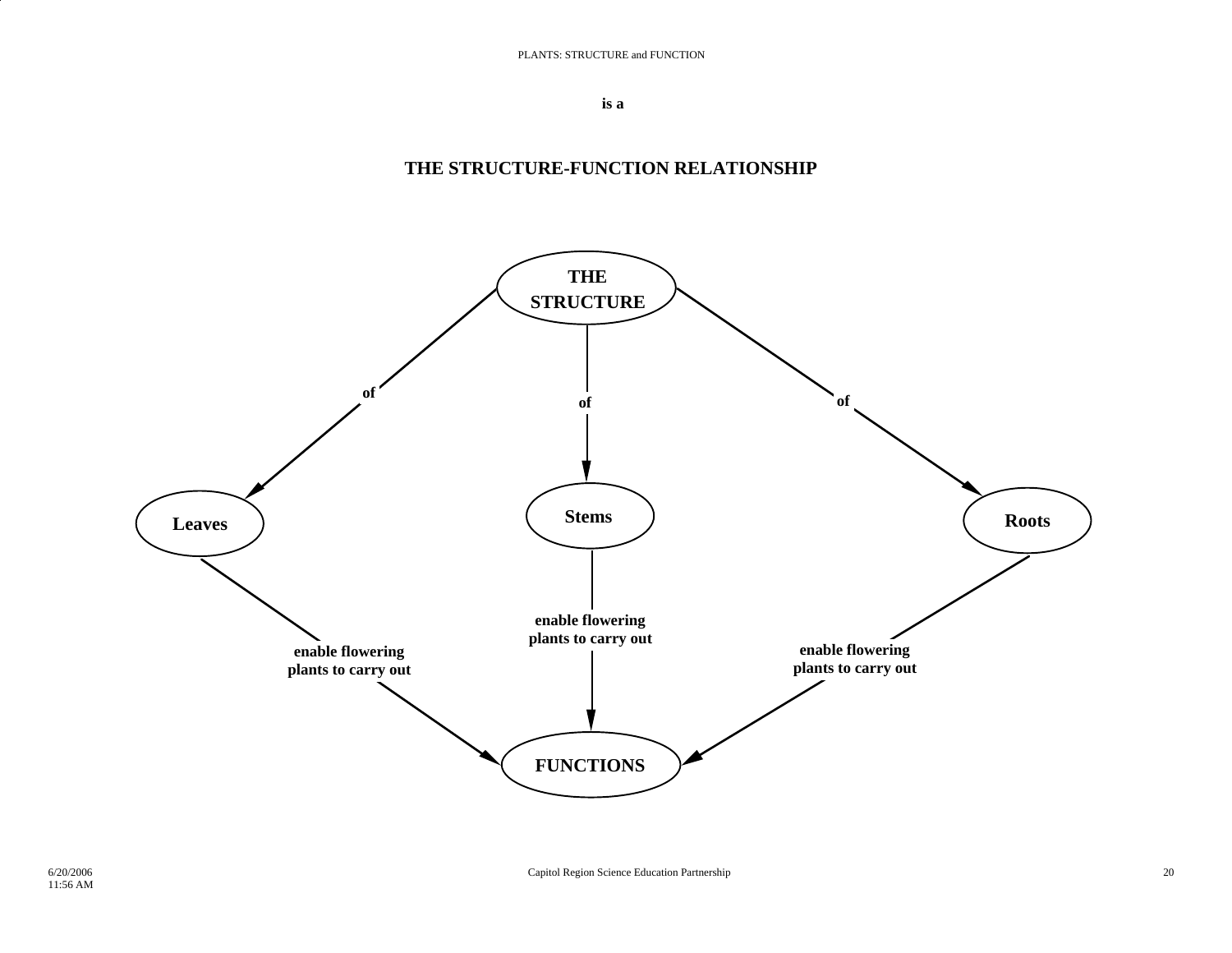PLANTS: STRUCTURE and FUNCTION

**is a**

## THE STRUCTURE-FUNCTION RELATIONSHIP

**THE STRUCTURE**

**of** → **Leaves**

**of** → **Stems**

**of** → **Roots**

**Leaves** — **enable flowering plants to carry out** → **FUNCTIONS**

**Stems** — **enable flowering plants to carry out** → **FUNCTIONS**

**Roots** — **enable flowering plants to carry out** → **FUNCTIONS**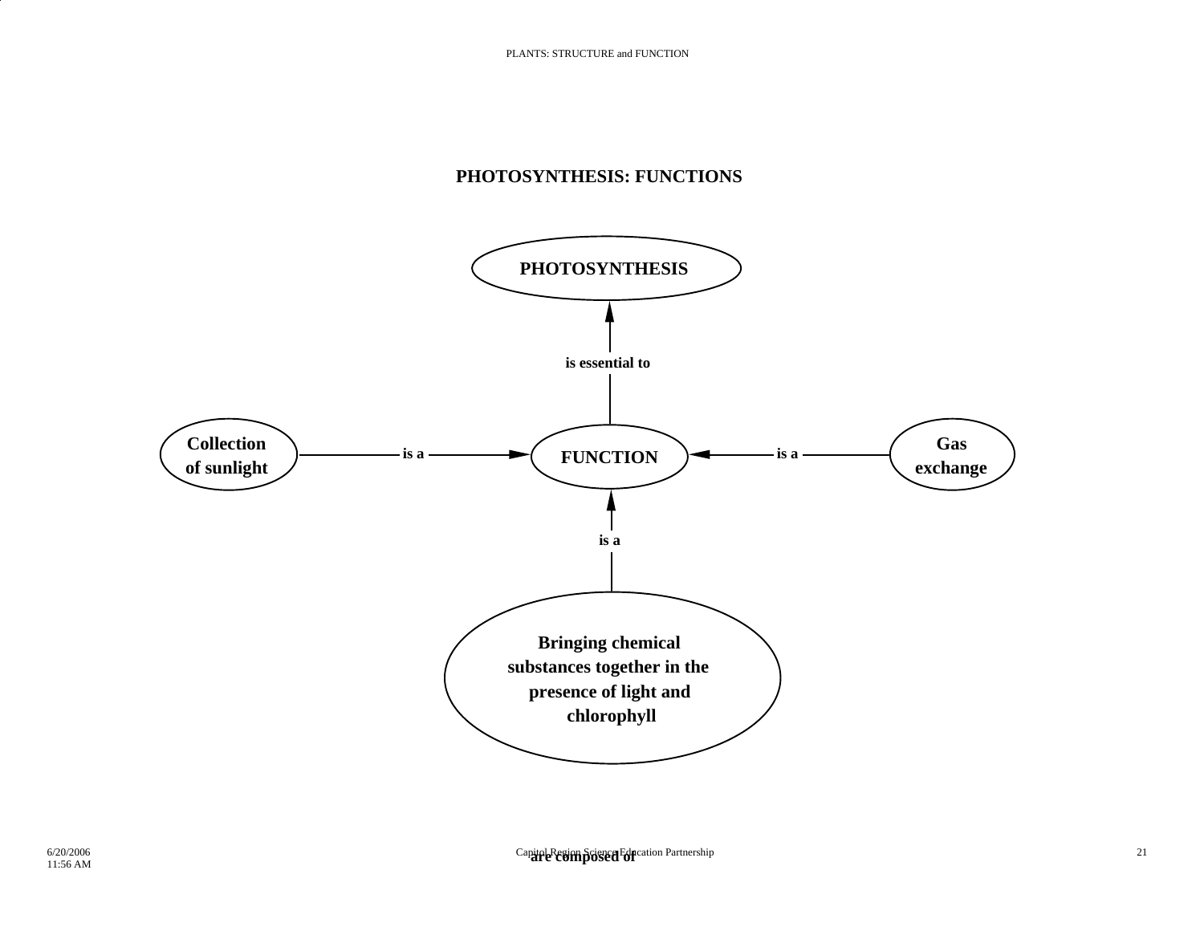## PHOTOSYNTHESIS: FUNCTIONS

**PHOTOSYNTHESIS**

**is essential to**

**FUNCTION**

**Collection of sunlight** — **is a** → **FUNCTION**

**Gas exchange** — **is a** → **FUNCTION**

**Bringing chemical substances together in the presence of light and chlorophyll** — **is a** → **FUNCTION**

**are composed of**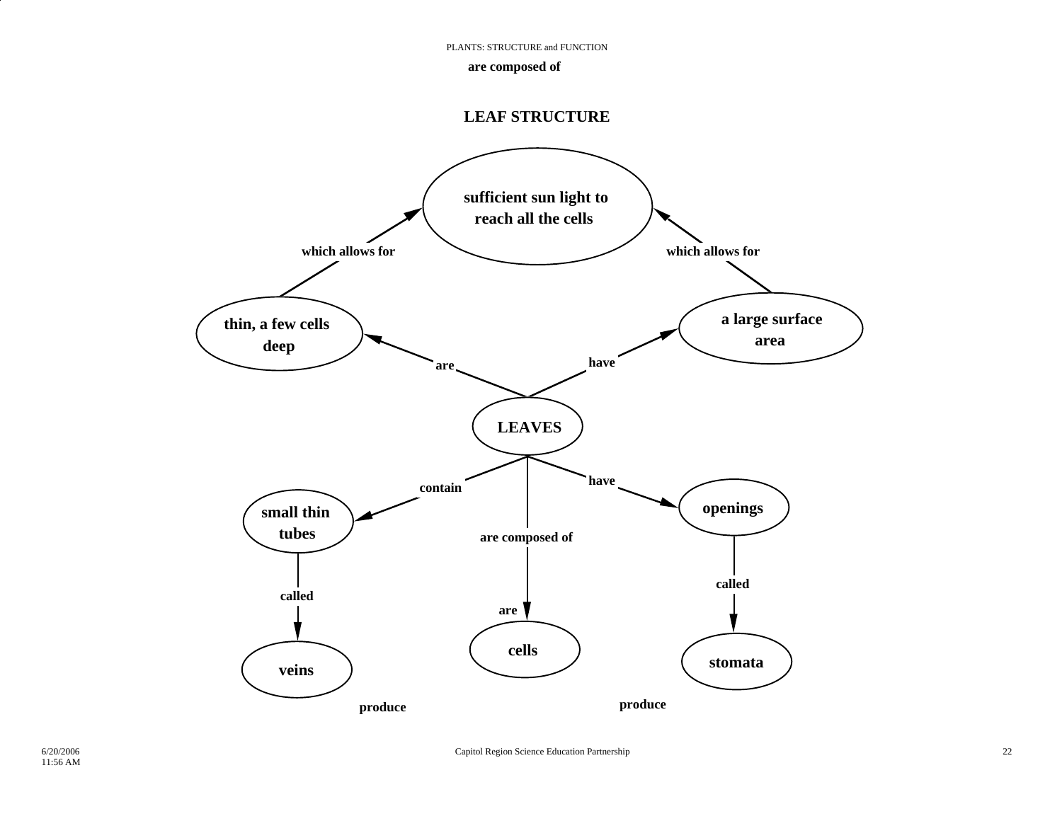PLANTS: STRUCTURE and FUNCTION

**are composed of**

## LEAF STRUCTURE

- **LEAVES** — are → **thin, a few cells deep** — which allows for → **sufficient sun light to reach all the cells**
- **LEAVES** — have → **a large surface area** — which allows for → **sufficient sun light to reach all the cells**
- **LEAVES** — contain → **small thin tubes** — called → **veins**
- **LEAVES** — are composed of — are → **cells**
- **LEAVES** — have → **openings** — called → **stomata**

**produce**

**produce**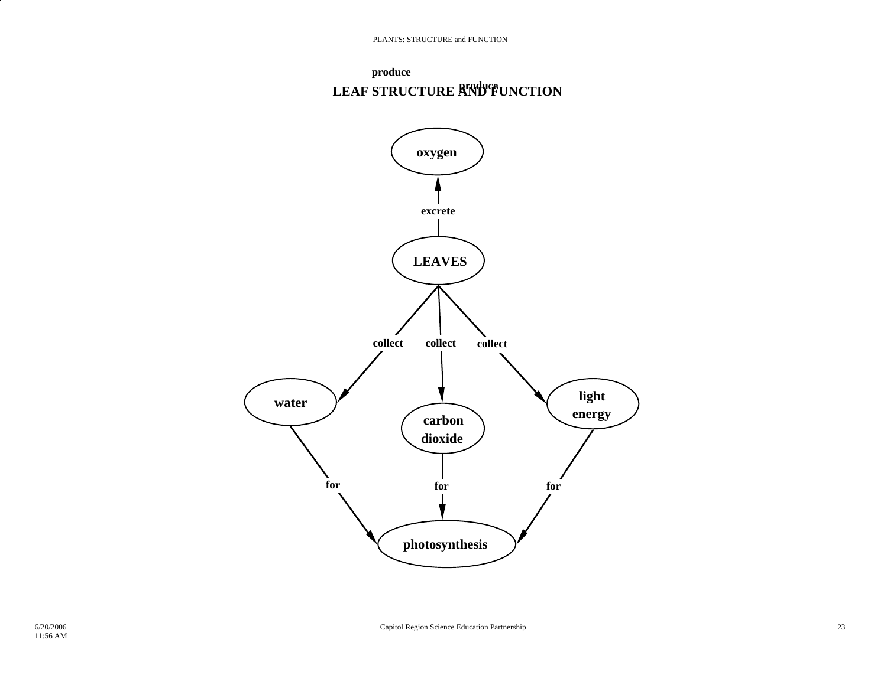# LEAF STRUCTURE AND FUNCTION

produce

produce

- LEAVES — excrete → oxygen
- LEAVES — collect → water
- LEAVES — collect → carbon dioxide
- LEAVES — collect → light energy
- water — for → photosynthesis
- carbon dioxide — for → photosynthesis
- light energy — for → photosynthesis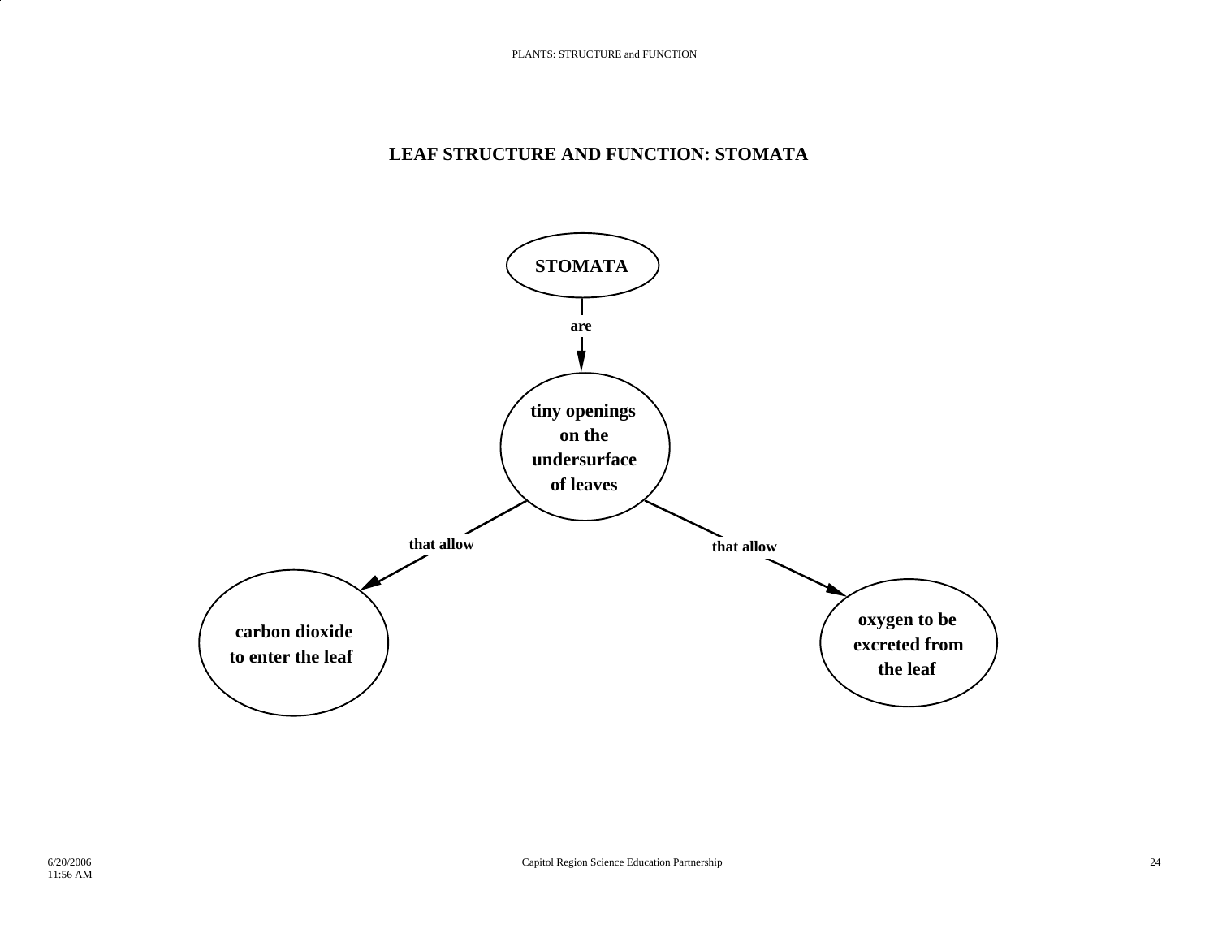# LEAF STRUCTURE AND FUNCTION: STOMATA

**STOMATA**

are

**tiny openings on the undersurface of leaves**

that allow → **carbon dioxide to enter the leaf**

that allow → **oxygen to be excreted from the leaf**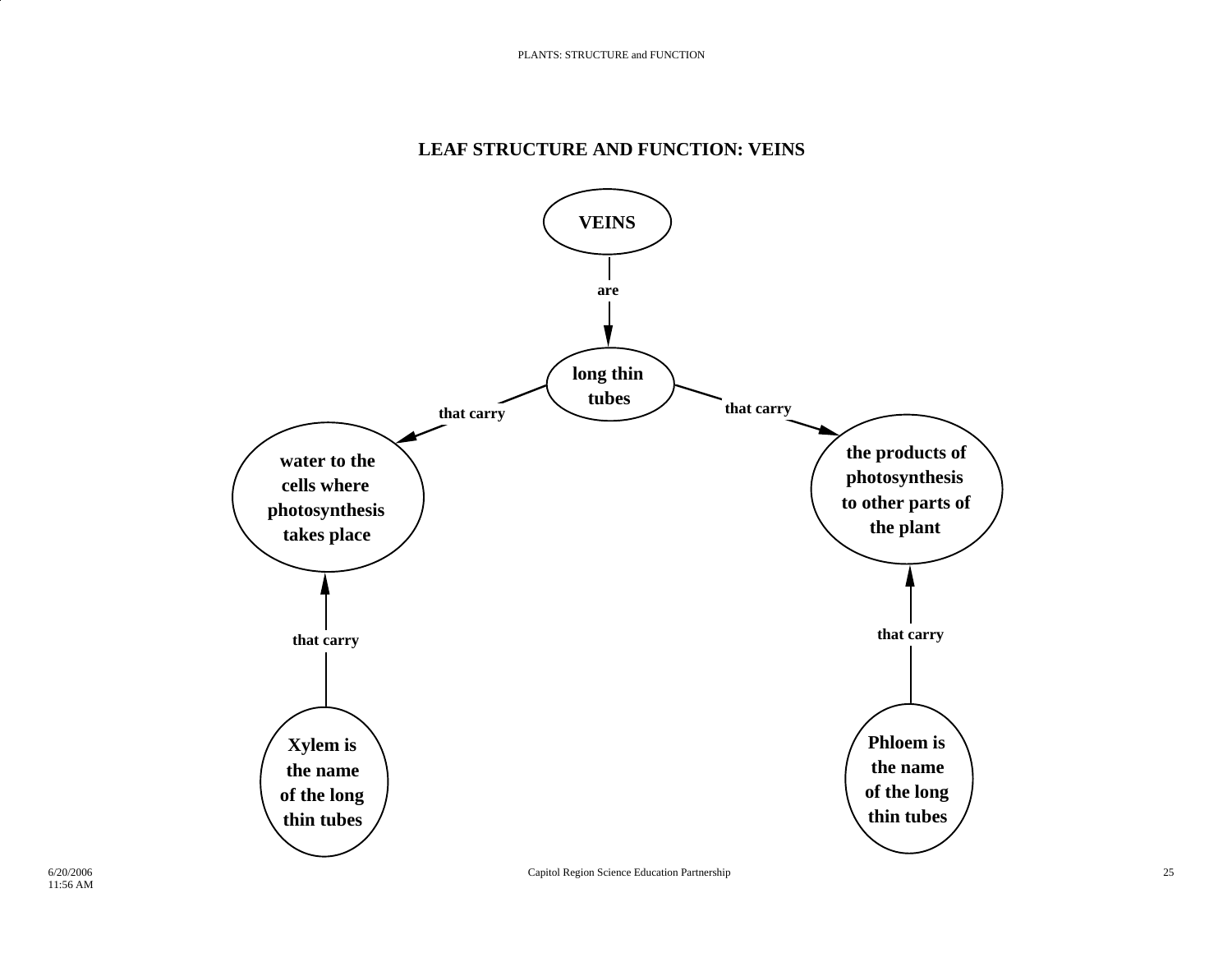## LEAF STRUCTURE AND FUNCTION: VEINS

**VEINS**

are

**long thin tubes**

that carry → **water to the cells where photosynthesis takes place**

that carry → **the products of photosynthesis to other parts of the plant**

**Xylem is the name of the long thin tubes** that carry → water to the cells where photosynthesis takes place

**Phloem is the name of the long thin tubes** that carry → the products of photosynthesis to other parts of the plant

6/20/2006
11:56 AM

Capitol Region Science Education Partnership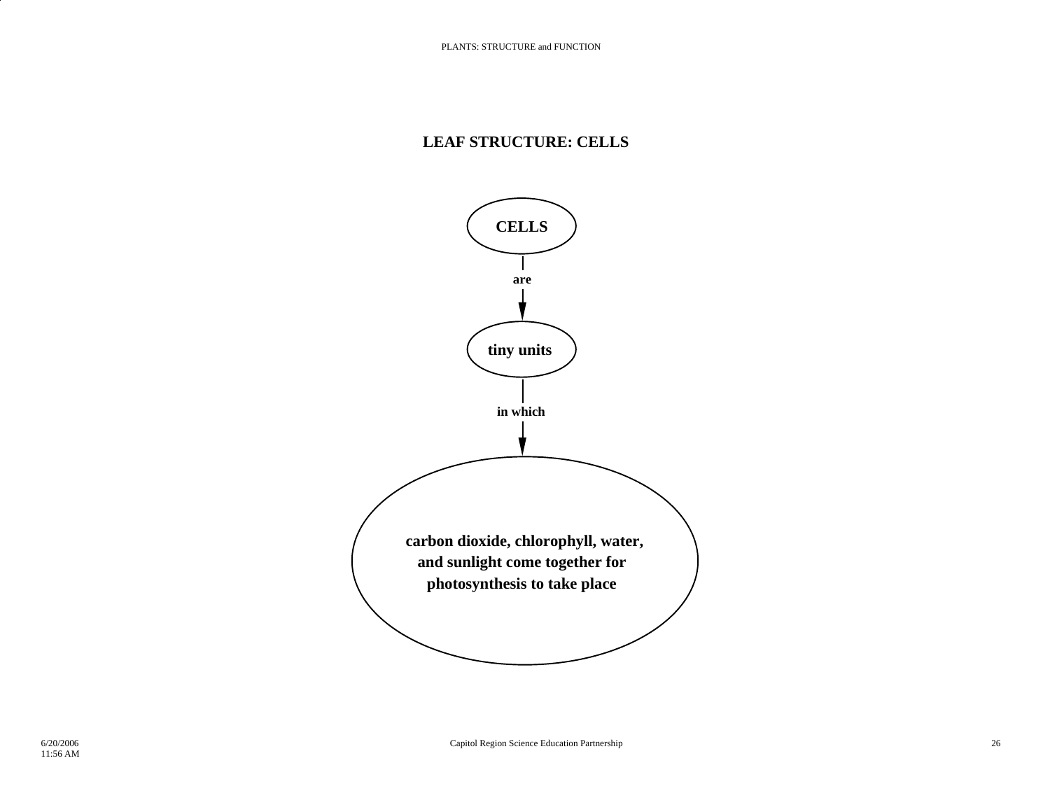# LEAF STRUCTURE: CELLS

**CELLS**

**are**

**tiny units**

**in which**

**carbon dioxide, chlorophyll, water, and sunlight come together for photosynthesis to take place**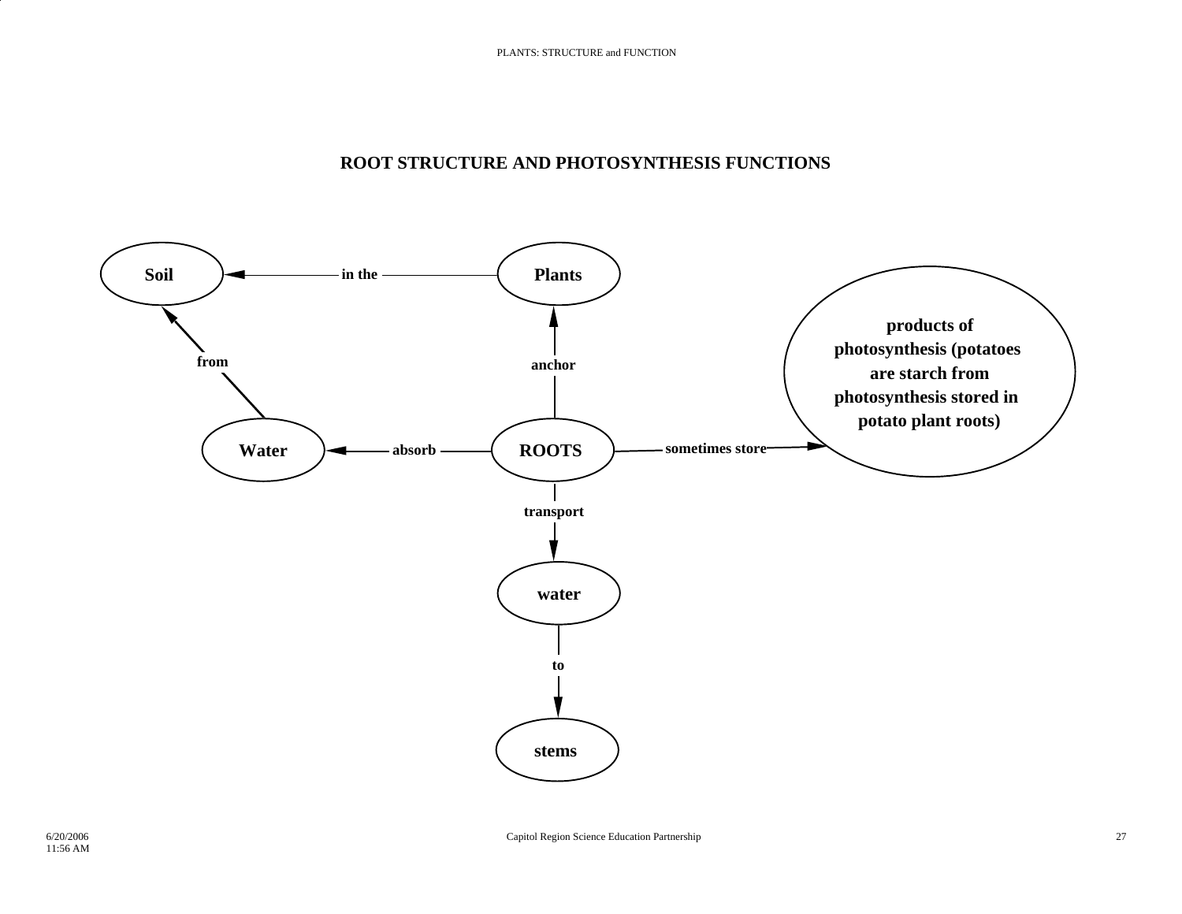## ROOT STRUCTURE AND PHOTOSYNTHESIS FUNCTIONS

Soil

in the

Plants

products of photosynthesis (potatoes are starch from photosynthesis stored in potato plant roots)

from

anchor

Water

absorb

ROOTS

sometimes store

transport

water

to

stems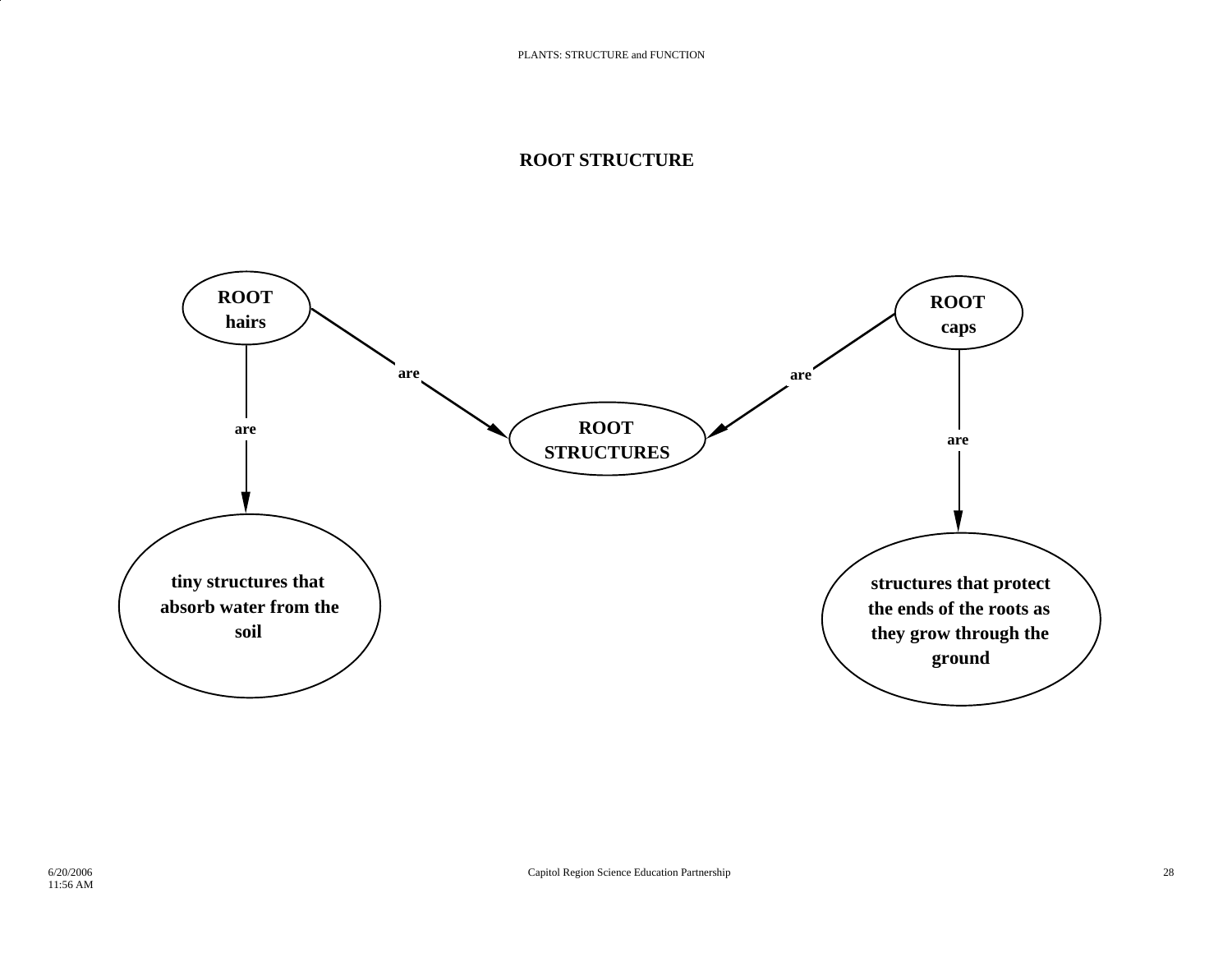# ROOT STRUCTURE

ROOT hairs — are → ROOT STRUCTURES

ROOT caps — are → ROOT STRUCTURES

ROOT hairs — are → tiny structures that absorb water from the soil

ROOT caps — are → structures that protect the ends of the roots as they grow through the ground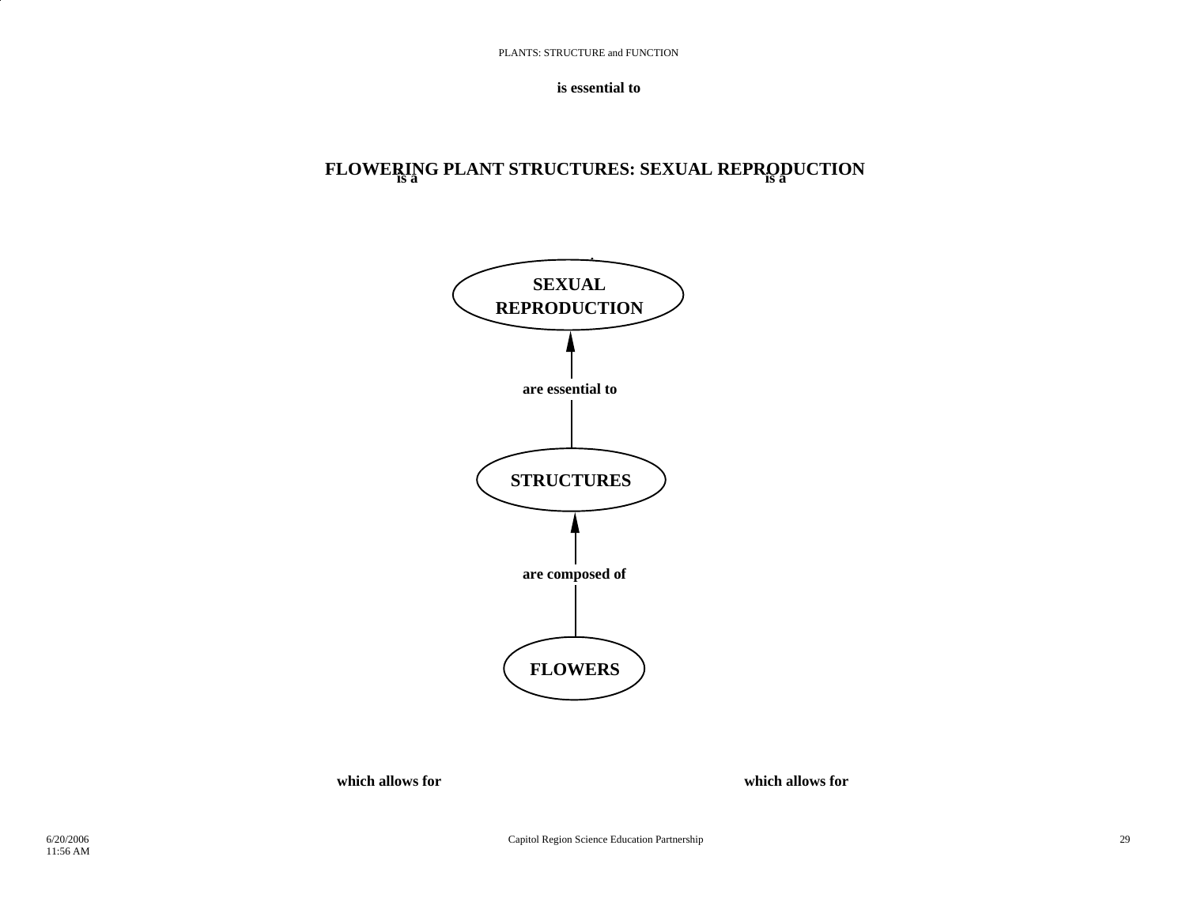is essential to

# FLOWERING PLANT STRUCTURES: SEXUAL REPRODUCTION

is a

is a

**SEXUAL REPRODUCTION**

are essential to

**STRUCTURES**

are composed of

**FLOWERS**

which allows for

which allows for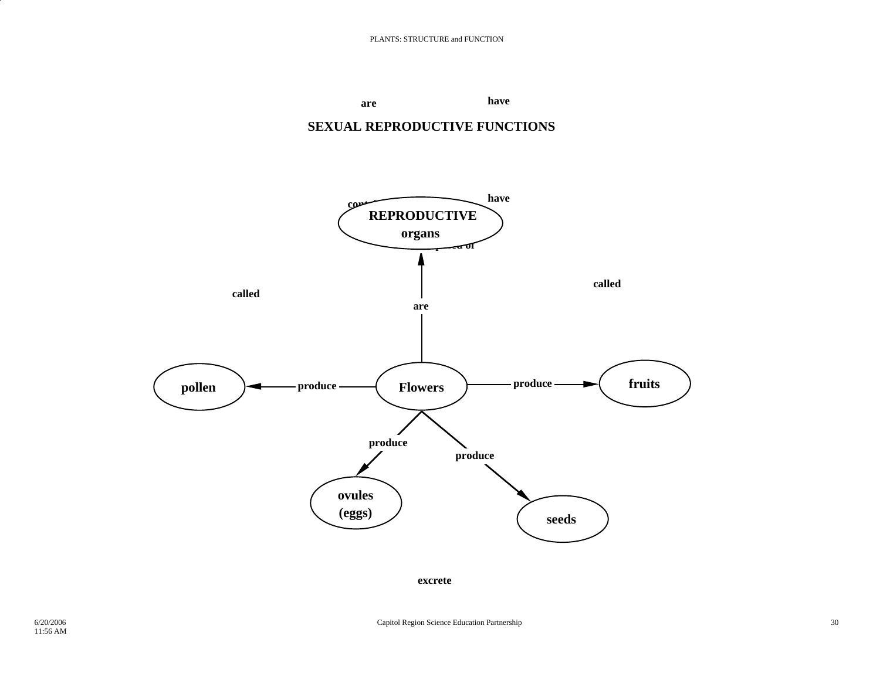are have

## SEXUAL REPRODUCTIVE FUNCTIONS

have

**REPRODUCTIVE organs**

called

called

are

**Flowers** — produce → **pollen**

**Flowers** — produce → **fruits**

**Flowers** — produce → **ovules (eggs)**

**Flowers** — produce → **seeds**

**Flowers** — are → **REPRODUCTIVE organs**

excrete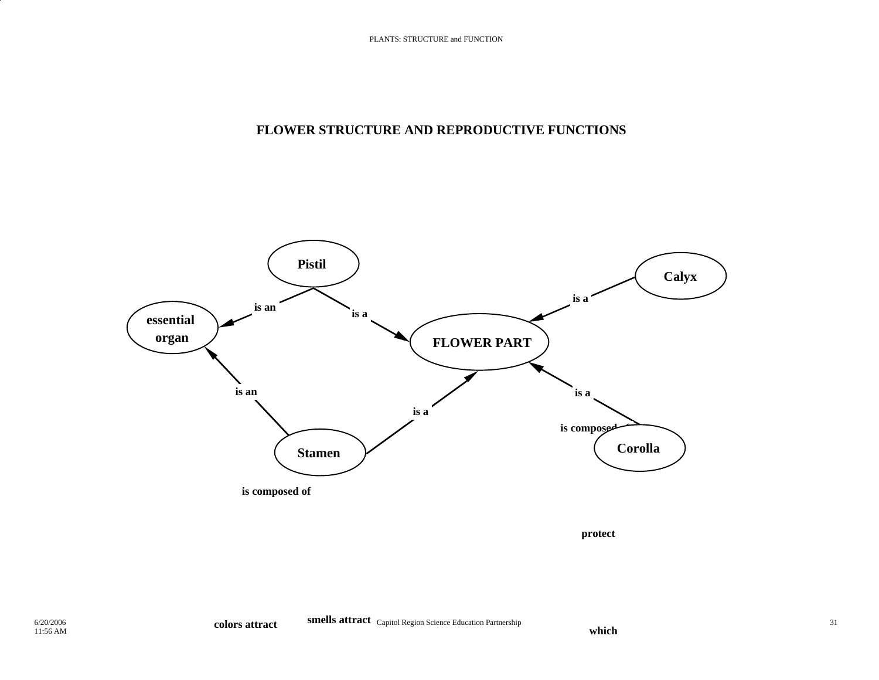# FLOWER STRUCTURE AND REPRODUCTIVE FUNCTIONS

Pistil

Calyx

essential organ

is an

is a

is a

FLOWER PART

is an

is a

is a

is composed of

Stamen

Corolla

is composed of

protect

colors attract

smells attract

which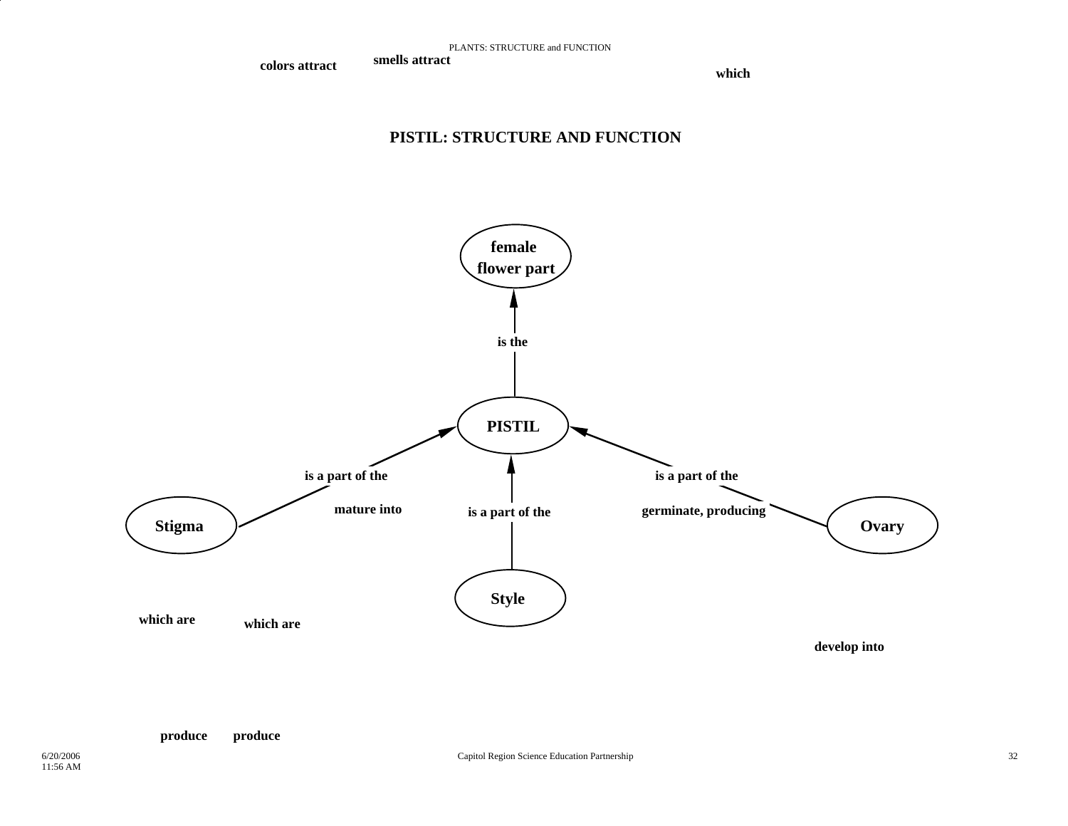colors attract smells attract which

# PISTIL: STRUCTURE AND FUNCTION

female flower part

is the

PISTIL

is a part of the

is a part of the

Stigma

mature into

is a part of the

germinate, producing

Ovary

Style

which are which are

develop into

produce produce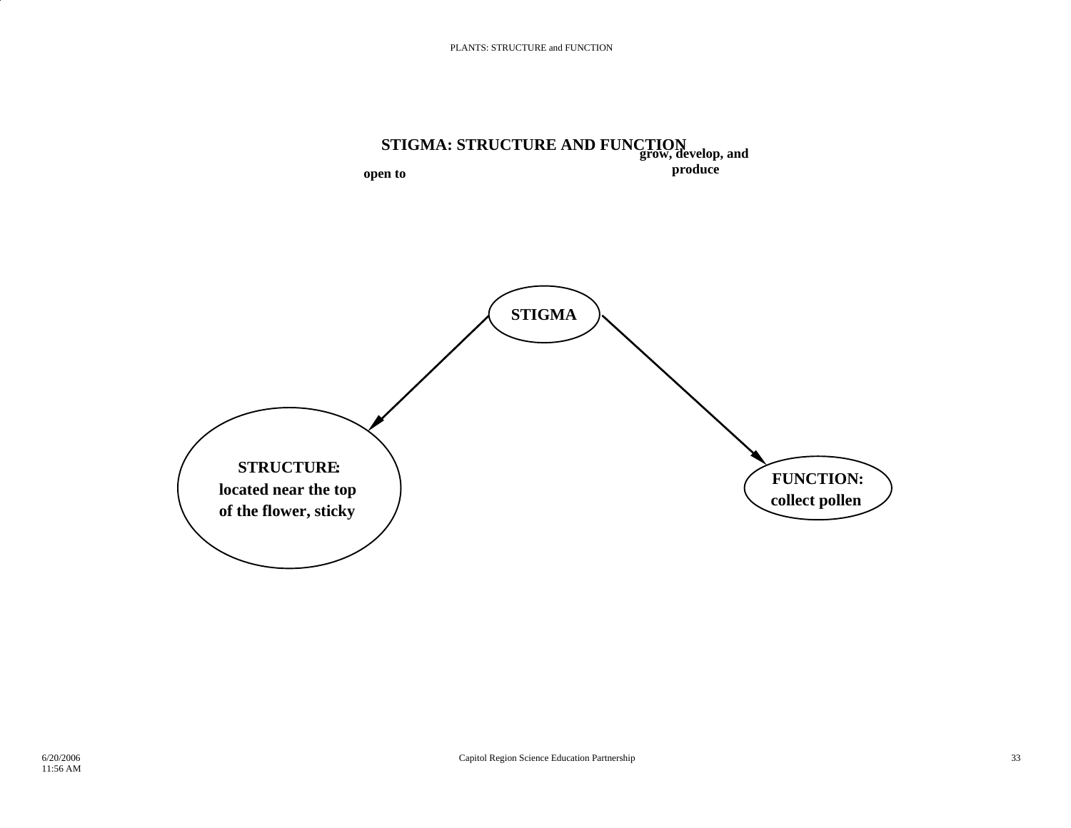## STIGMA: STRUCTURE AND FUNCTION

**grow, develop, and produce**

**open to**

**STIGMA**

**STRUCTURE: located near the top of the flower, sticky**

**FUNCTION: collect pollen**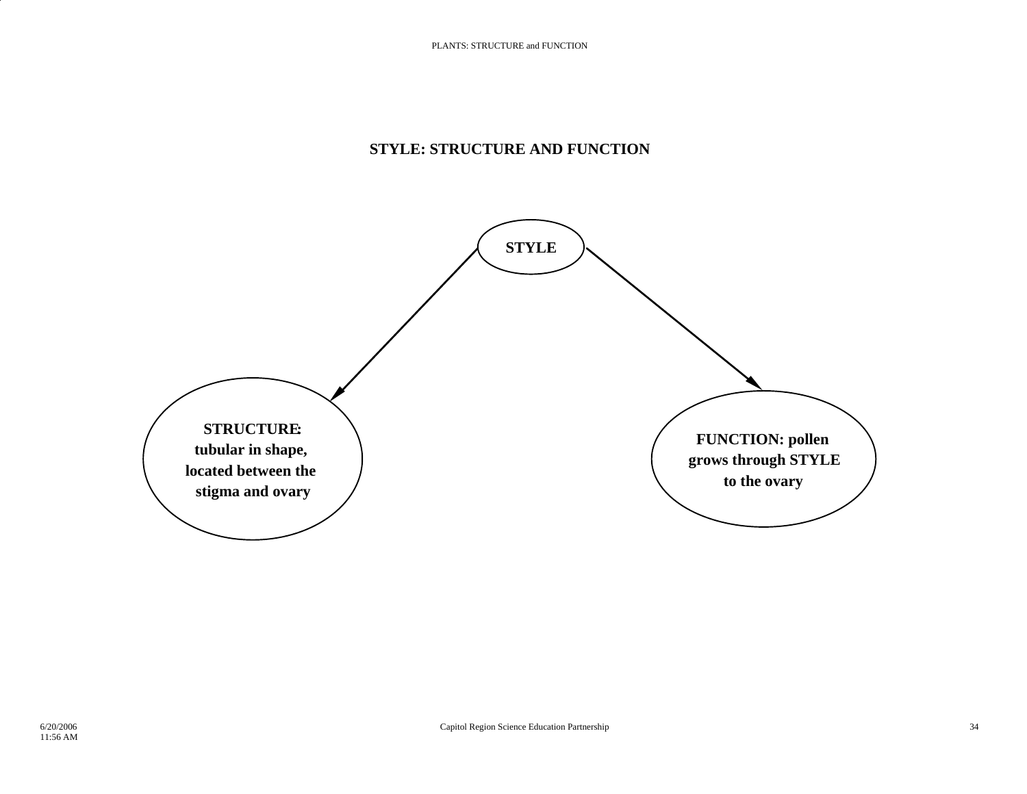# STYLE: STRUCTURE AND FUNCTION

**STYLE**

**STRUCTURE: tubular in shape, located between the stigma and ovary**

**FUNCTION: pollen grows through STYLE to the ovary**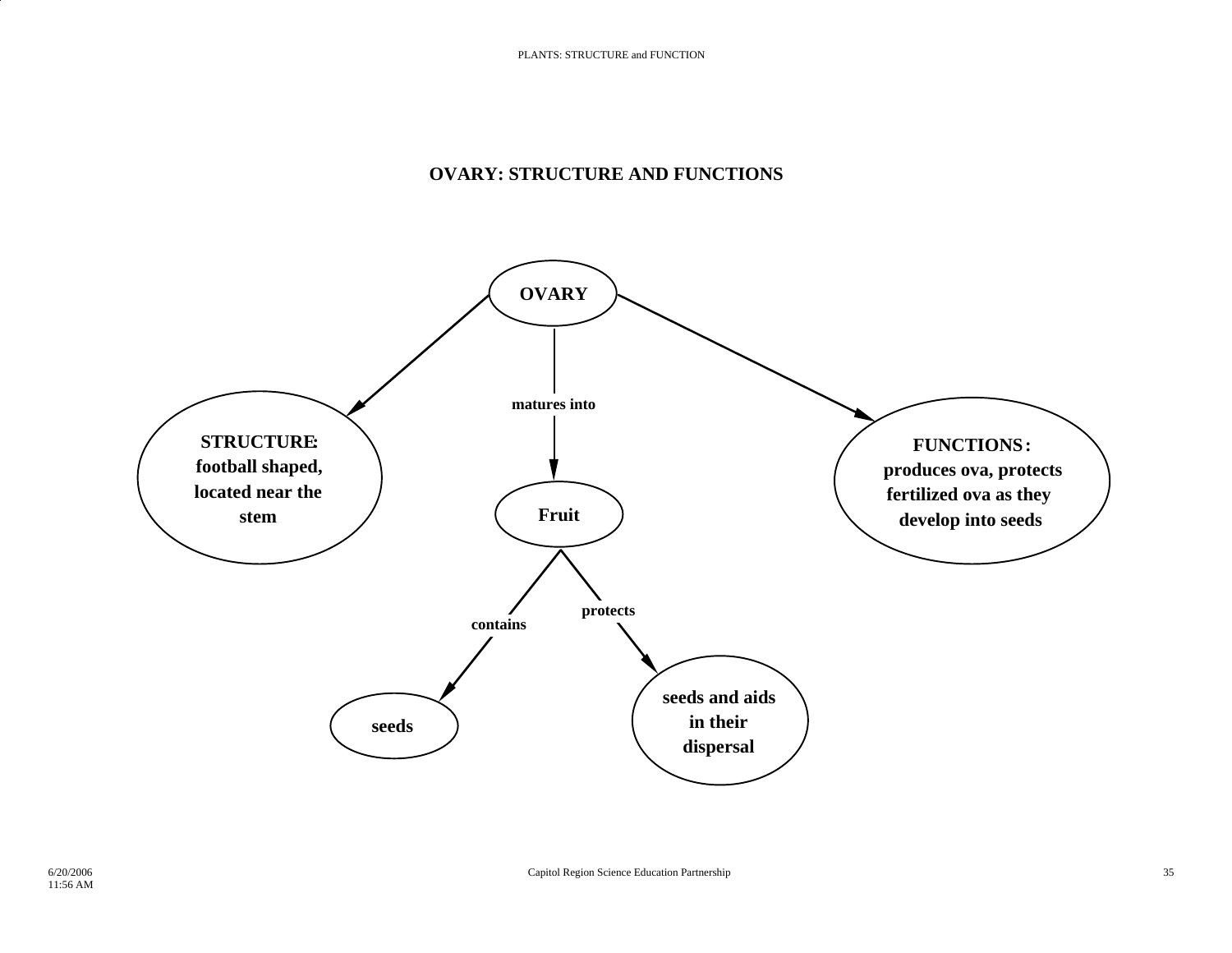# OVARY: STRUCTURE AND FUNCTIONS

**OVARY**

- **STRUCTURE: football shaped, located near the stem**
- **FUNCTIONS: produces ova, protects fertilized ova as they develop into seeds**
- matures into → **Fruit**
  - contains → **seeds**
  - protects → **seeds and aids in their dispersal**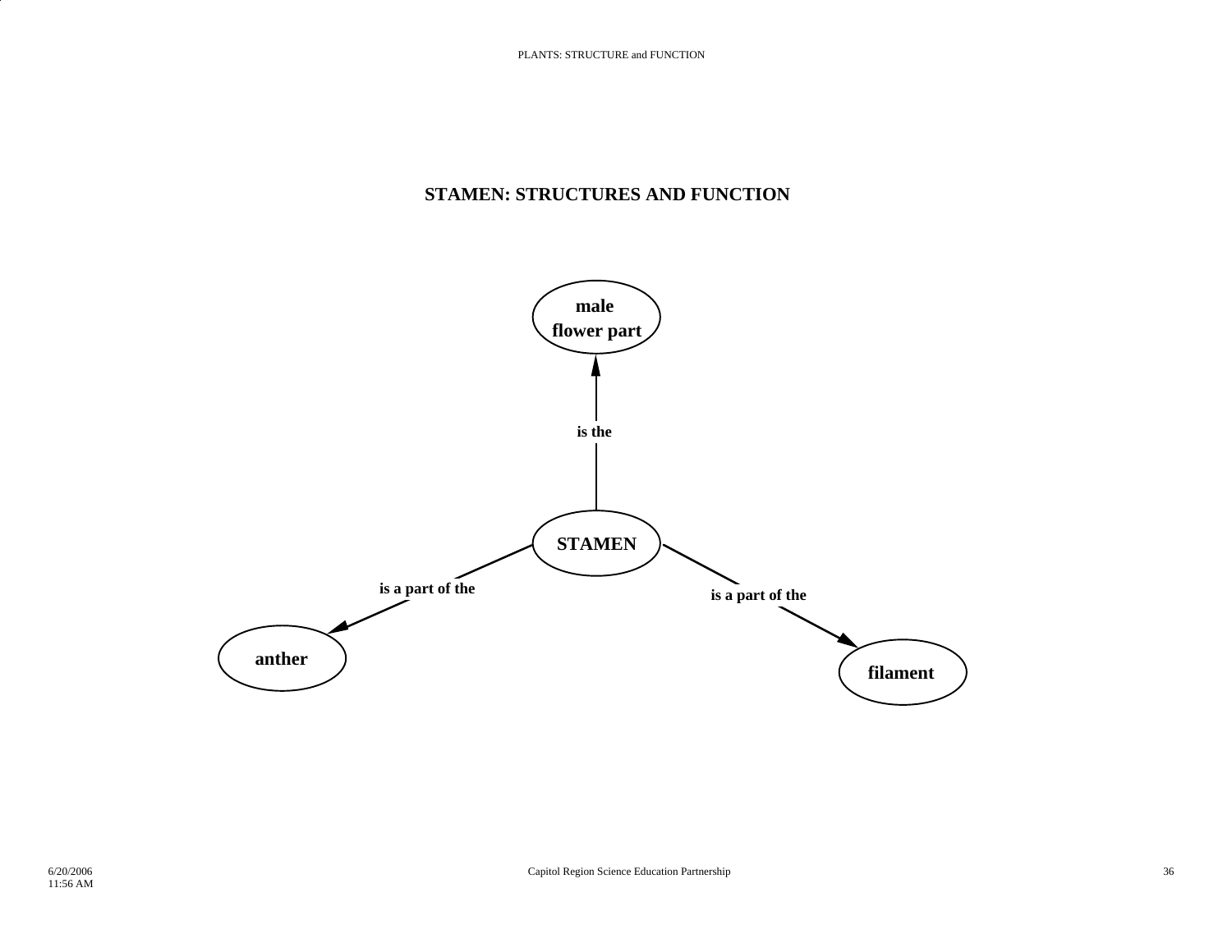## STAMEN: STRUCTURES AND FUNCTION

- STAMEN — is the → male flower part
- STAMEN — is a part of the → anther
- STAMEN — is a part of the → filament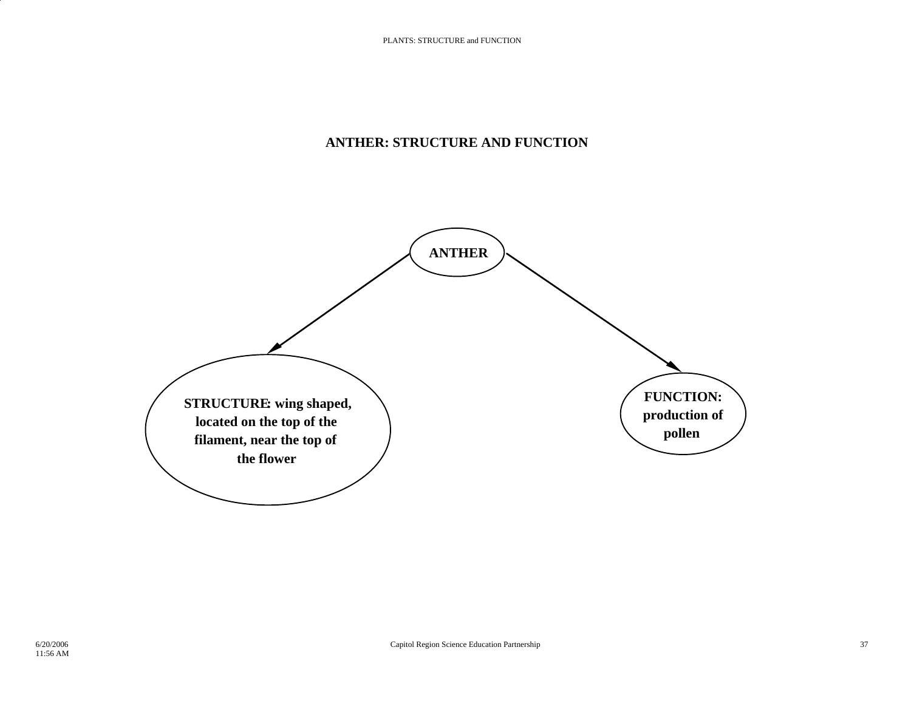## ANTHER: STRUCTURE AND FUNCTION

**ANTHER**

**STRUCTURE: wing shaped, located on the top of the filament, near the top of the flower**

**FUNCTION: production of pollen**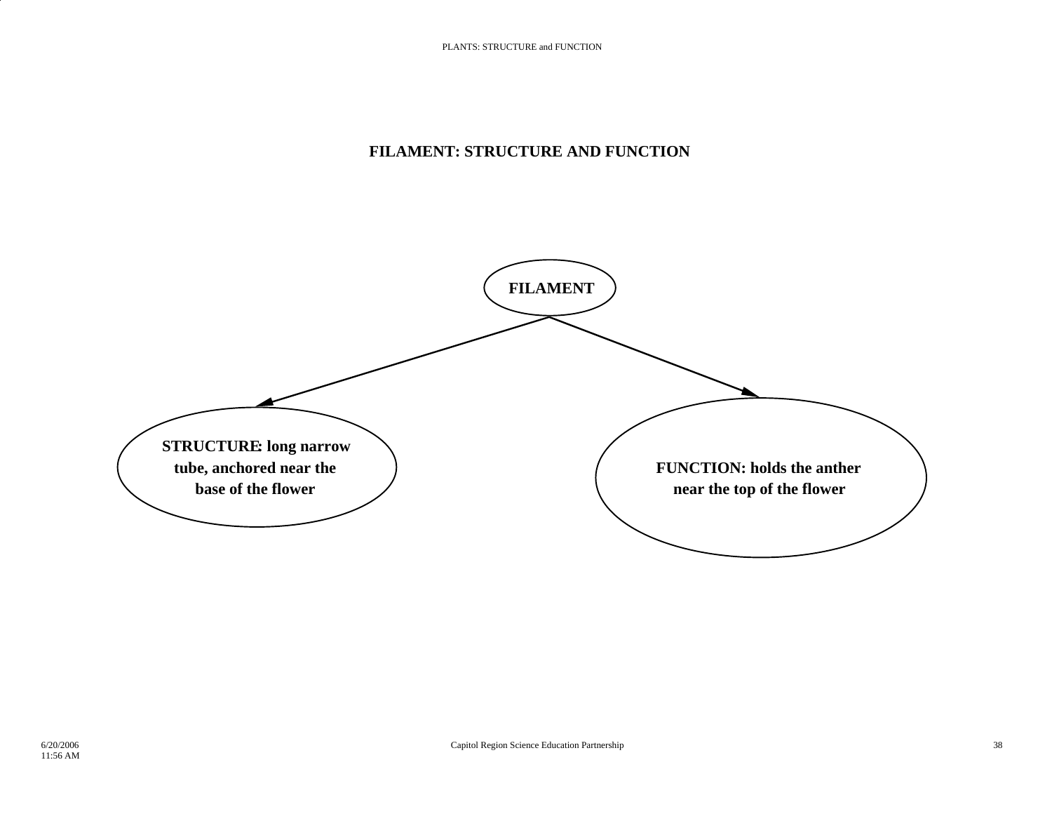## FILAMENT: STRUCTURE AND FUNCTION

**FILAMENT**

**STRUCTURE: long narrow tube, anchored near the base of the flower**

**FUNCTION: holds the anther near the top of the flower**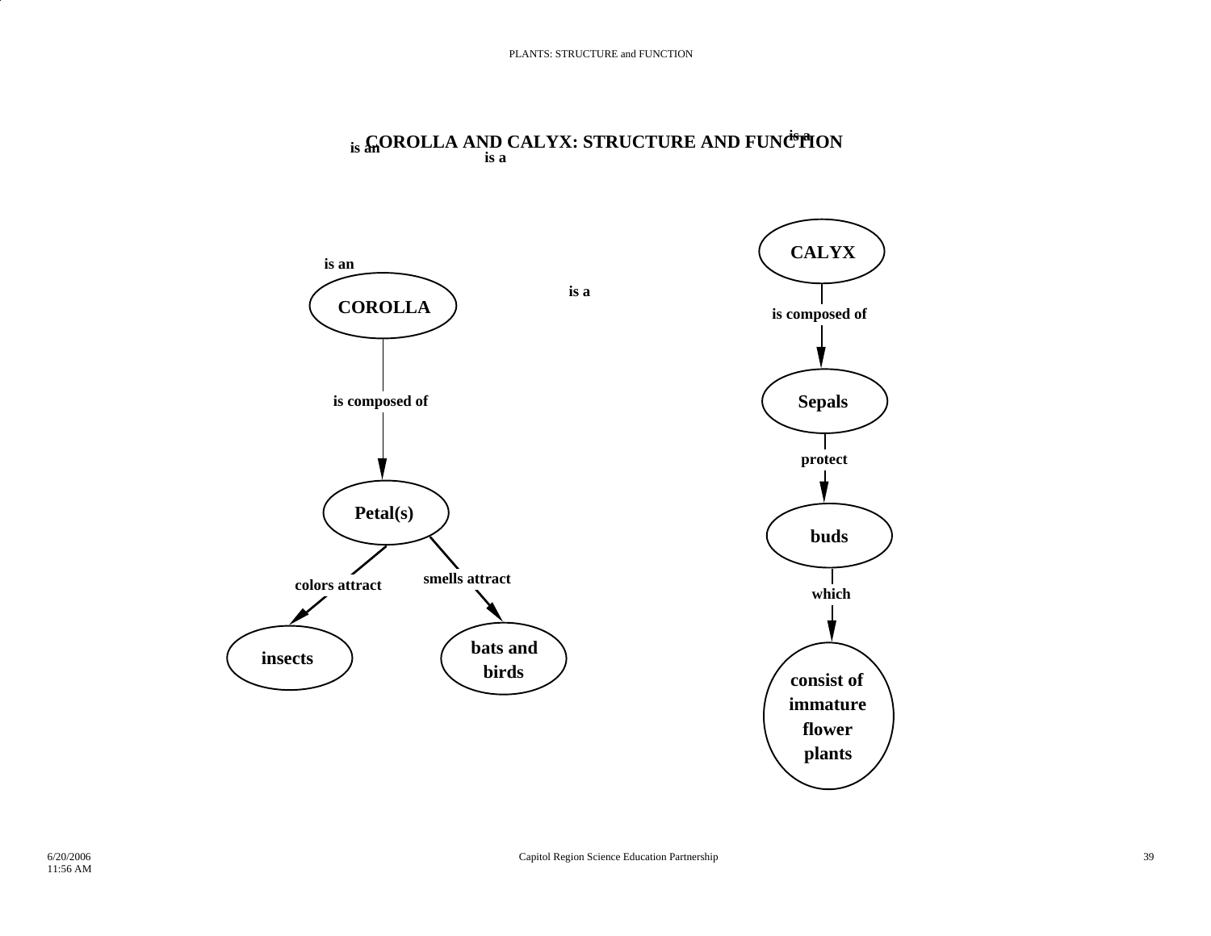# COROLLA AND CALYX: STRUCTURE AND FUNCTION

is an

is a

is a

is an

is a

**CALYX**
- is composed of → **Sepals**
- **Sepals** protect → **buds**
- **buds** which → **consist of immature flower plants**

**COROLLA**
- is composed of → **Petal(s)**
- **Petal(s)** colors attract → **insects**
- **Petal(s)** smells attract → **bats and birds**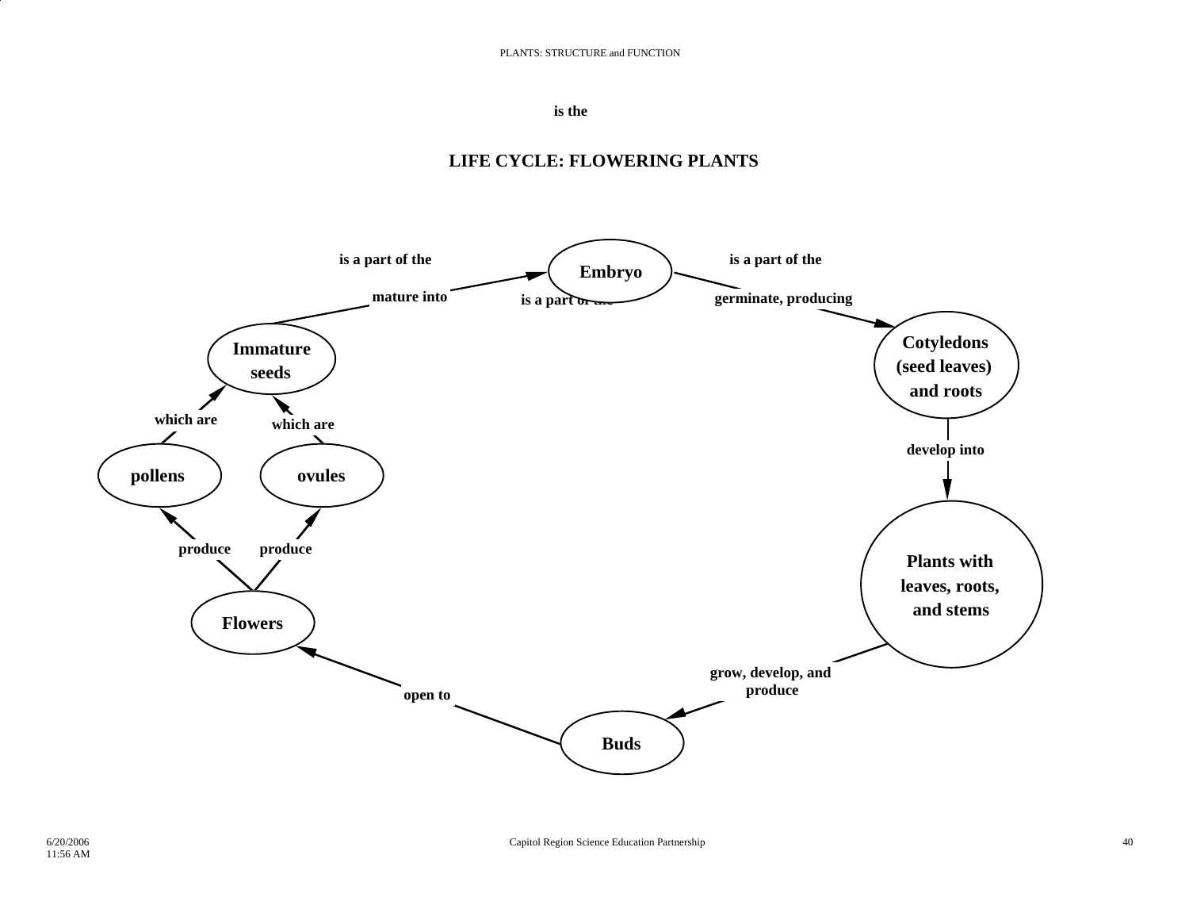PLANTS: STRUCTURE and FUNCTION

is the

## LIFE CYCLE: FLOWERING PLANTS

- **Embryo** — is a part of the / is a part of the / is a part of the
- **Embryo** — germinate, producing → **Cotyledons (seed leaves) and roots**
- **Cotyledons (seed leaves) and roots** — develop into → **Plants with leaves, roots, and stems**
- **Plants with leaves, roots, and stems** — grow, develop, and produce → **Buds**
- **Buds** — open to → **Flowers**
- **Flowers** — produce → **pollens**
- **Flowers** — produce → **ovules**
- **pollens** — which are → **Immature seeds**
- **ovules** — which are → **Immature seeds**
- **Immature seeds** — mature into → **Embryo**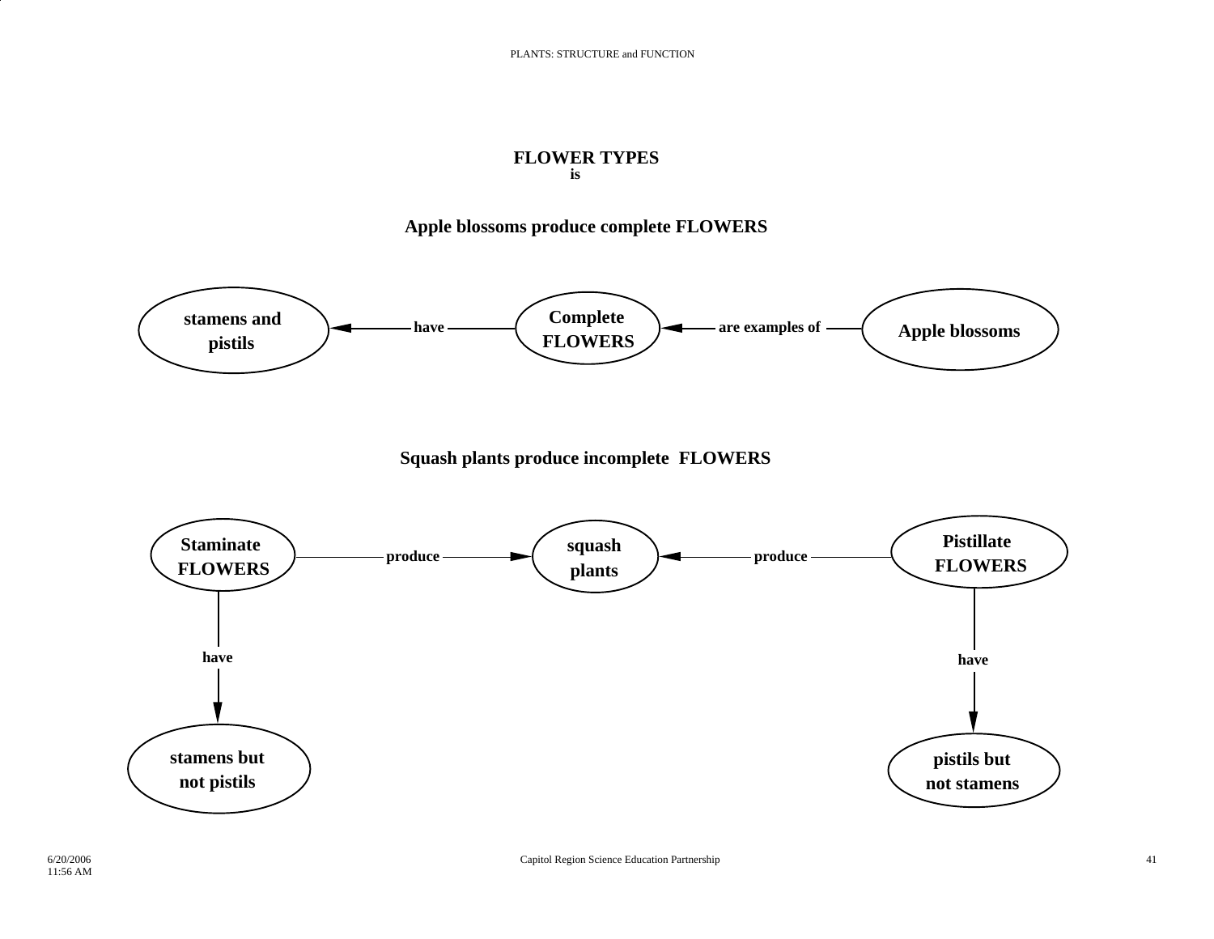## FLOWER TYPES

**is**

### Apple blossoms produce complete FLOWERS

- Complete FLOWERS — have → stamens and pistils
- Apple blossoms — are examples of → Complete FLOWERS

### Squash plants produce incomplete FLOWERS

- Staminate FLOWERS — produce → squash plants
- Pistillate FLOWERS — produce → squash plants
- Staminate FLOWERS — have → stamens but not pistils
- Pistillate FLOWERS — have → pistils but not stamens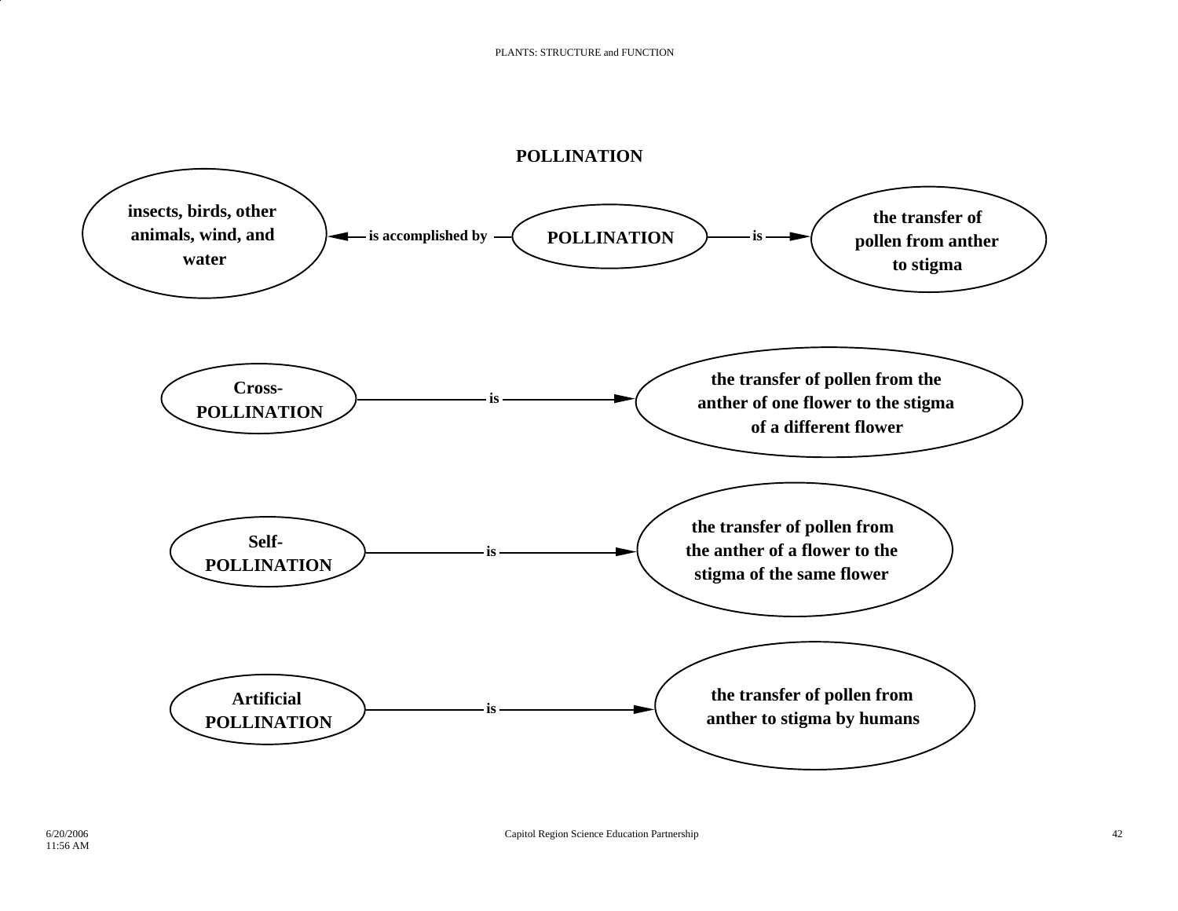# POLLINATION

- **POLLINATION** — is accomplished by → **insects, birds, other animals, wind, and water**
- **POLLINATION** — is → **the transfer of pollen from anther to stigma**

- **Cross-POLLINATION** — is → **the transfer of pollen from the anther of one flower to the stigma of a different flower**

- **Self-POLLINATION** — is → **the transfer of pollen from the anther of a flower to the stigma of the same flower**

- **Artificial POLLINATION** — is → **the transfer of pollen from anther to stigma by humans**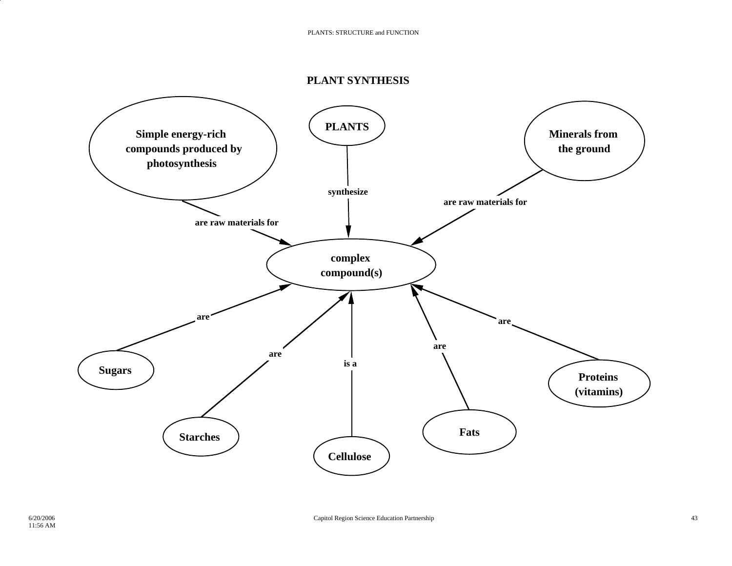# PLANT SYNTHESIS

- **PLANTS** — synthesize → **complex compound(s)**
- **Simple energy-rich compounds produced by photosynthesis** — are raw materials for → **complex compound(s)**
- **Minerals from the ground** — are raw materials for → **complex compound(s)**
- **Sugars** — are → **complex compound(s)**
- **Starches** — are → **complex compound(s)**
- **Cellulose** — is a → **complex compound(s)**
- **Fats** — are → **complex compound(s)**
- **Proteins (vitamins)** — are → **complex compound(s)**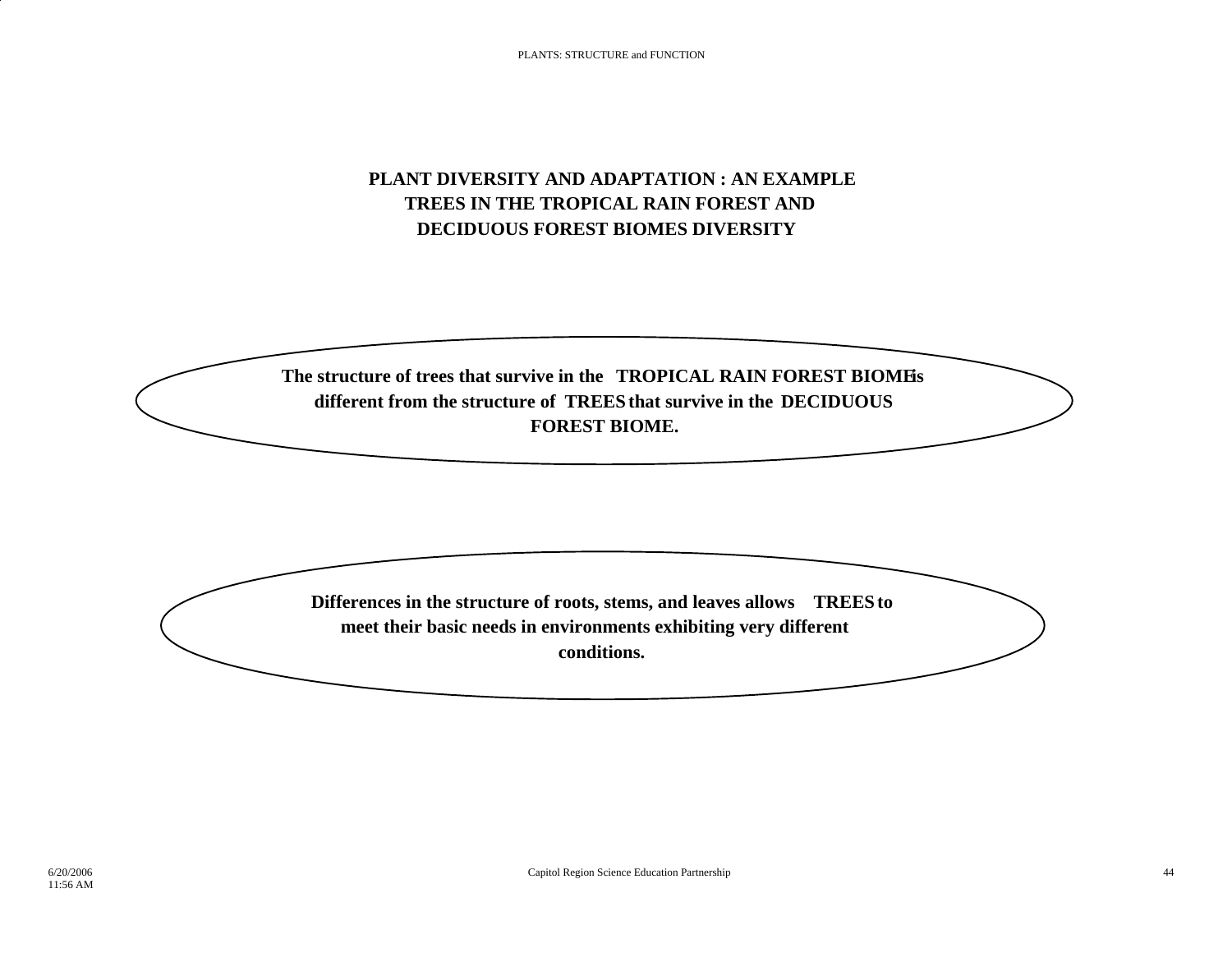# PLANT DIVERSITY AND ADAPTATION : AN EXAMPLE
# TREES IN THE TROPICAL RAIN FOREST AND DECIDUOUS FOREST BIOMES DIVERSITY

**The structure of trees that survive in the TROPICAL RAIN FOREST BIOME is different from the structure of TREES that survive in the DECIDUOUS FOREST BIOME.**

**Differences in the structure of roots, stems, and leaves allows TREES to meet their basic needs in environments exhibiting very different conditions.**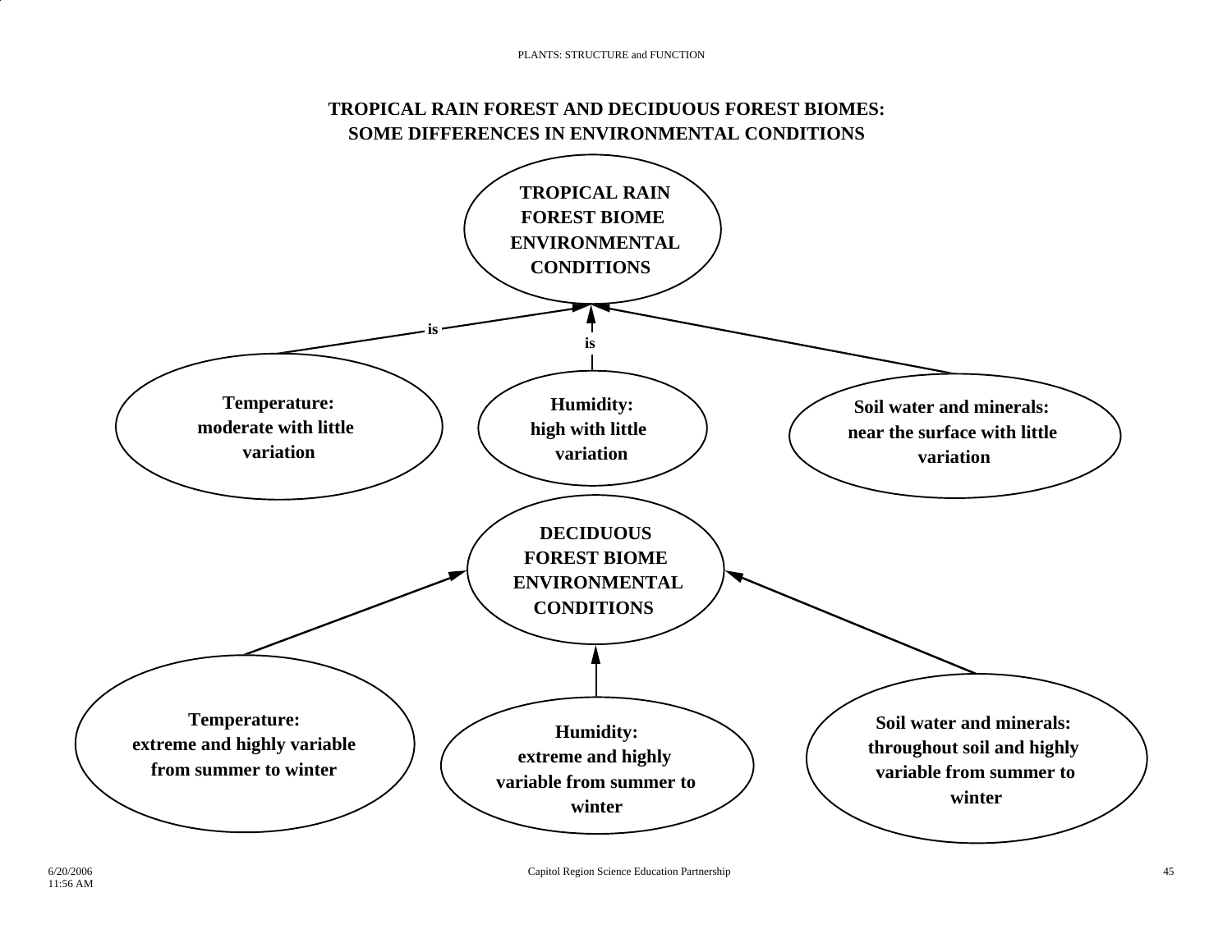# TROPICAL RAIN FOREST AND DECIDUOUS FOREST BIOMES: SOME DIFFERENCES IN ENVIRONMENTAL CONDITIONS

**TROPICAL RAIN FOREST BIOME ENVIRONMENTAL CONDITIONS**

is

is

**Temperature:** moderate with little variation

**Humidity:** high with little variation

**Soil water and minerals:** near the surface with little variation

**DECIDUOUS FOREST BIOME ENVIRONMENTAL CONDITIONS**

**Temperature:** extreme and highly variable from summer to winter

**Humidity:** extreme and highly variable from summer to winter

**Soil water and minerals:** throughout soil and highly variable from summer to winter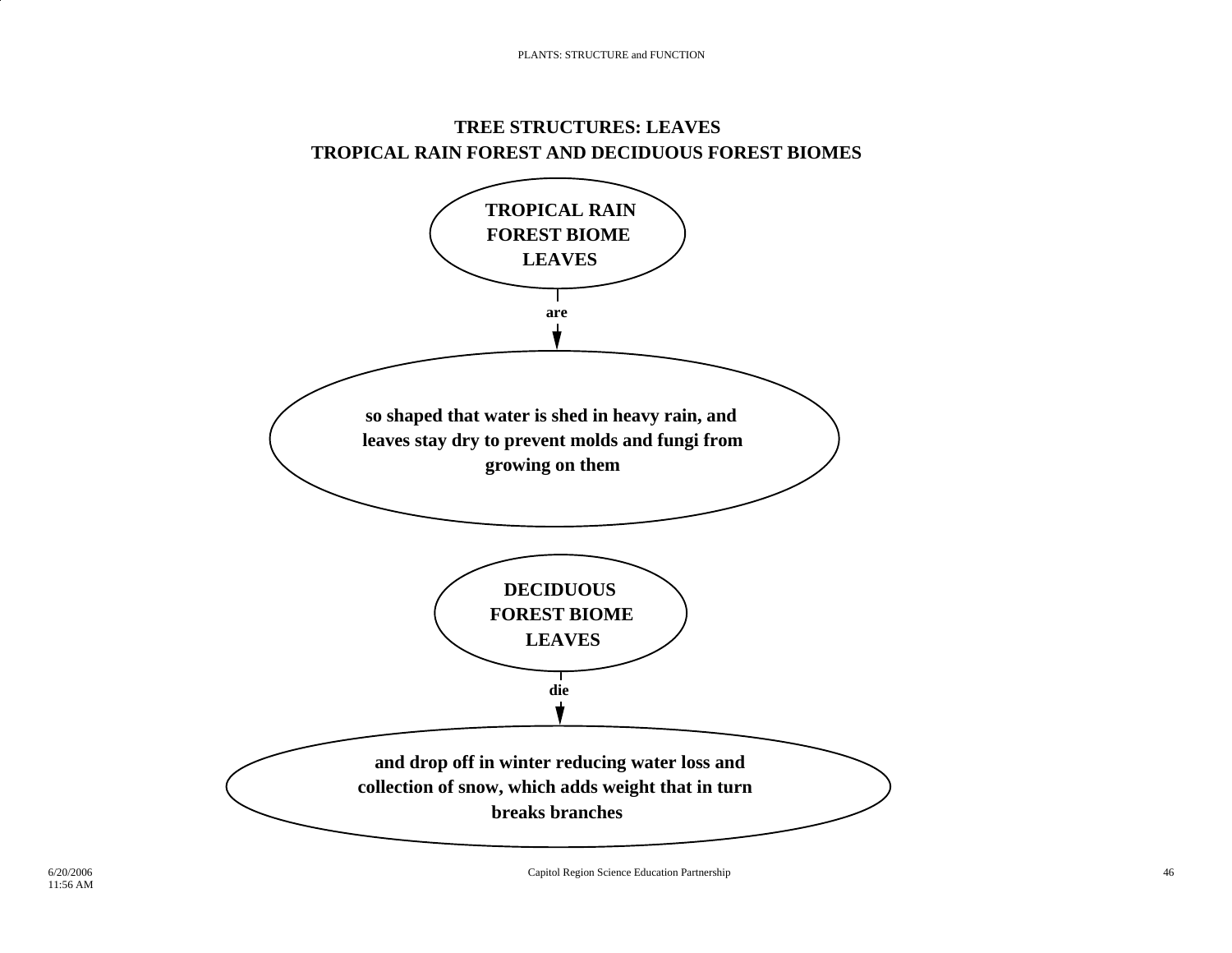## TREE STRUCTURES: LEAVES
## TROPICAL RAIN FOREST AND DECIDUOUS FOREST BIOMES

**TROPICAL RAIN FOREST BIOME LEAVES**

*are*

**so shaped that water is shed in heavy rain, and leaves stay dry to prevent molds and fungi from growing on them**

**DECIDUOUS FOREST BIOME LEAVES**

*die*

**and drop off in winter reducing water loss and collection of snow, which adds weight that in turn breaks branches**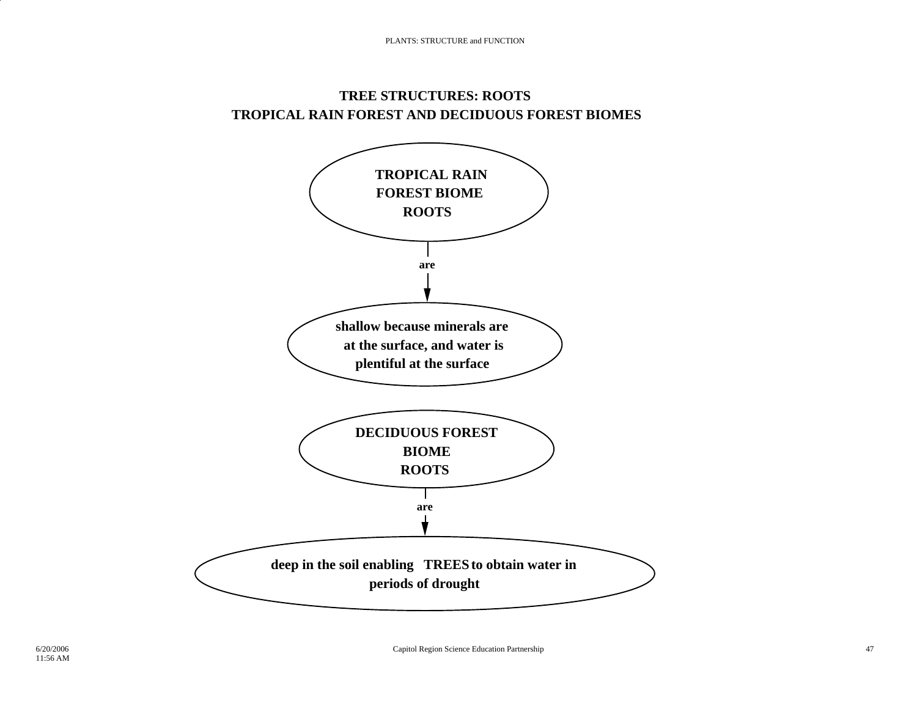## TREE STRUCTURES: ROOTS
## TROPICAL RAIN FOREST AND DECIDUOUS FOREST BIOMES

**TROPICAL RAIN FOREST BIOME ROOTS**

are

**shallow because minerals are at the surface, and water is plentiful at the surface**

**DECIDUOUS FOREST BIOME ROOTS**

are

**deep in the soil enabling TREES to obtain water in periods of drought**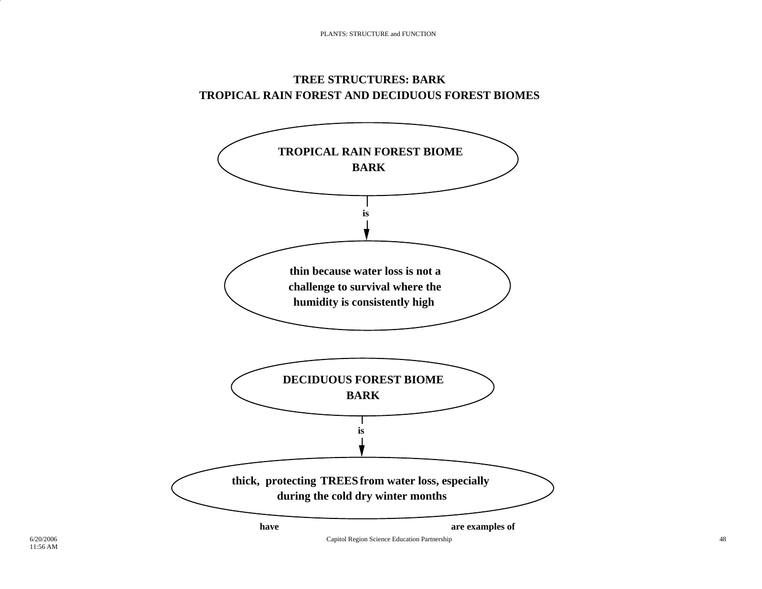# TREE STRUCTURES: BARK
# TROPICAL RAIN FOREST AND DECIDUOUS FOREST BIOMES

**TROPICAL RAIN FOREST BIOME BARK**

is

**thin because water loss is not a challenge to survival where the humidity is consistently high**

**DECIDUOUS FOREST BIOME BARK**

is

**thick, protecting TREES from water loss, especially during the cold dry winter months**

**have** **are examples of**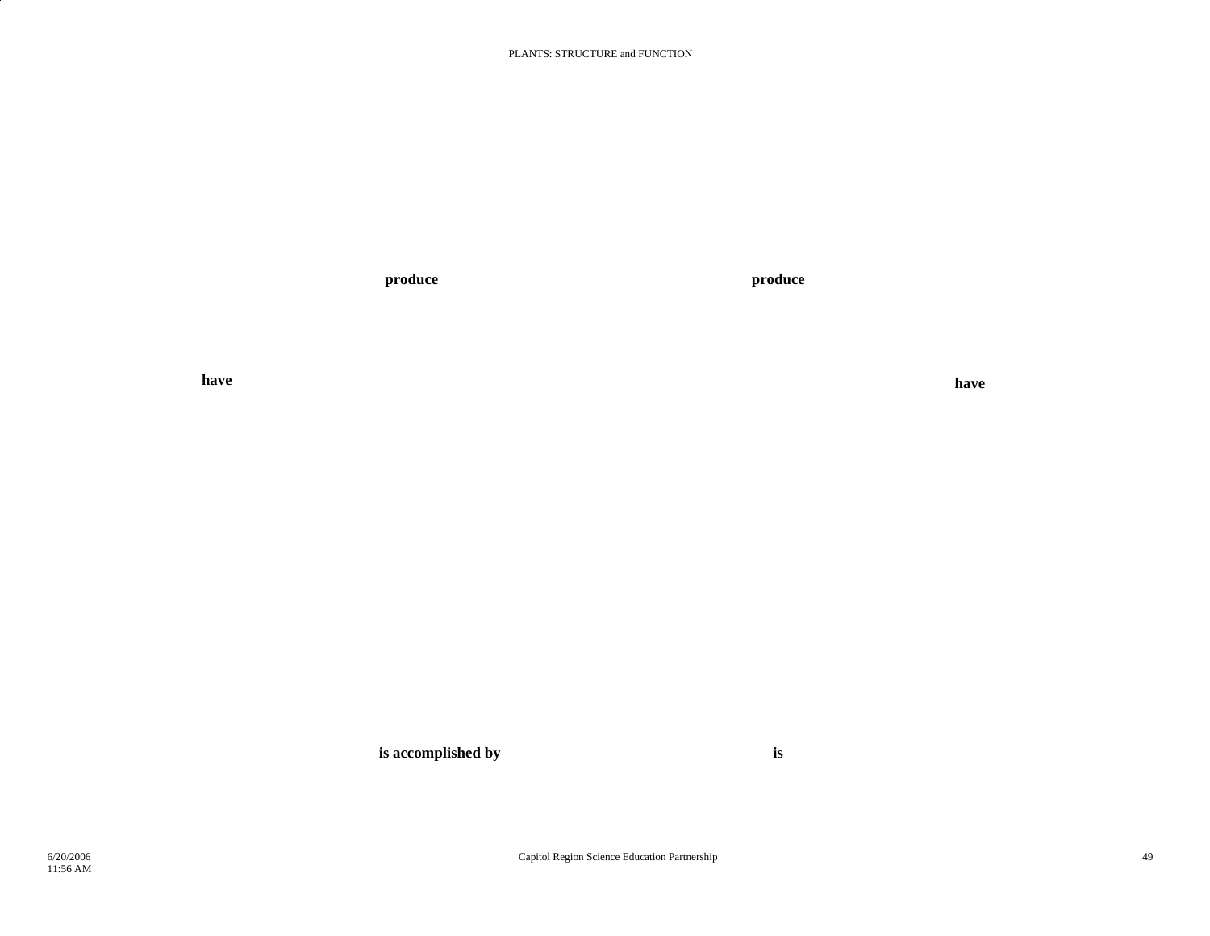produce

produce

have

have

is accomplished by

is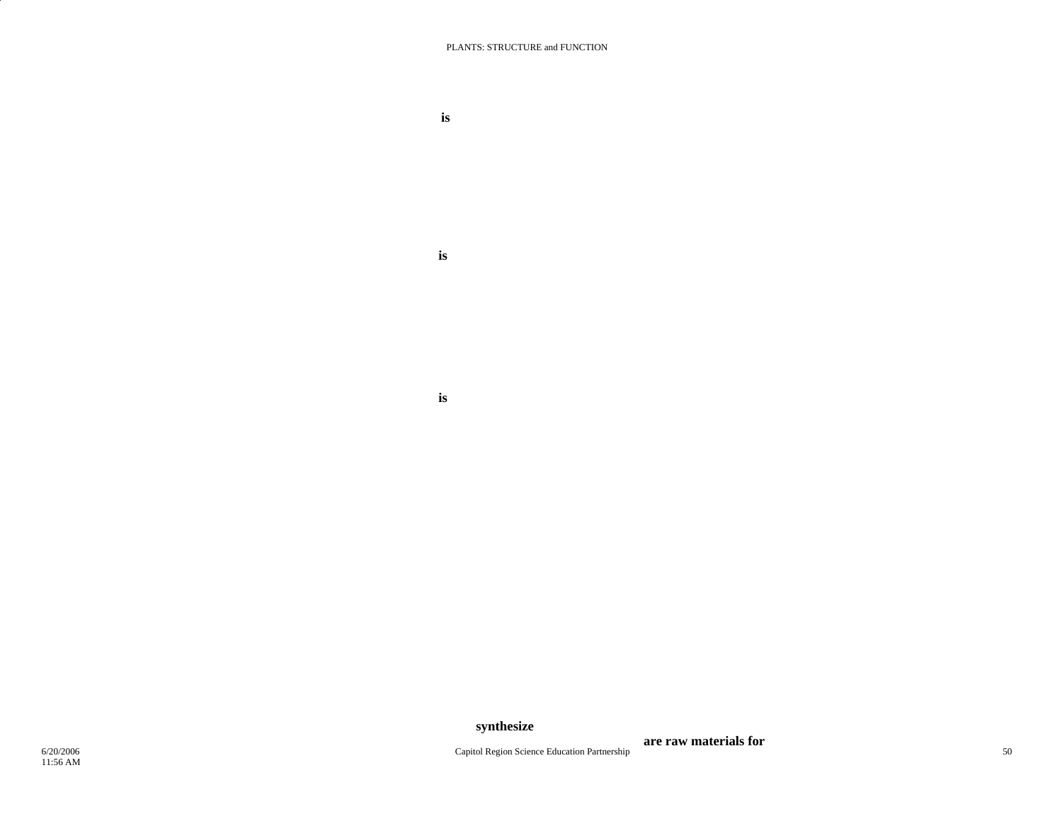is

is

is

synthesize

are raw materials for